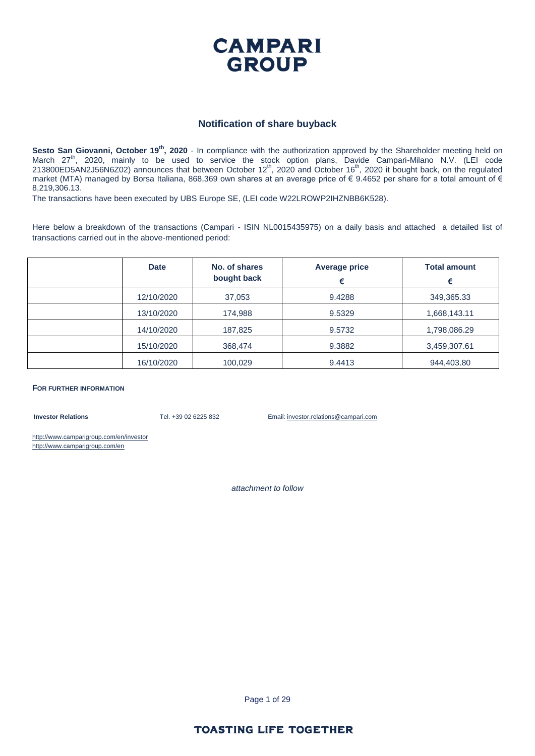# CAMPARI GROUP

## Notification of share buyback

**Sesto San Giovanni, October 19th, 2020** - In compliance with the authorization approved by the Shareholder meeting held on March 27th, 2020, mainly to be used to service the stock option plans, Davide Campari-Milano N.V. (LEI code 213800ED5AN2J56N6Z02) announces that between October 12th, 2020 and October 16th, 2020 it bought back, on the regulated market (MTA) managed by Borsa Italiana, 868,369 own shares at an average price of € 9.4652 per share for a total amount of € 8,219,306.13.

The transactions have been executed by UBS Europe SE, (LEI code W22LROWP2IHZNBB6K528).

Here below a breakdown of the transactions (Campari - ISIN NL0015435975) on a daily basis and attached a detailed list of transactions carried out in the above-mentioned period:

| | Date | No. of shares bought back | Average price € | Total amount € |
|---|---|---|---|---|
| | 12/10/2020 | 37,053 | 9.4288 | 349,365.33 |
| | 13/10/2020 | 174,988 | 9.5329 | 1,668,143.11 |
| | 14/10/2020 | 187,825 | 9.5732 | 1,798,086.29 |
| | 15/10/2020 | 368,474 | 9.3882 | 3,459,307.61 |
| | 16/10/2020 | 100,029 | 9.4413 | 944,403.80 |

**FOR FURTHER INFORMATION**

**Investor Relations** Tel. +39 02 6225 832 Email: investor.relations@campari.com

http://www.camparigroup.com/en/investor
http://www.camparigroup.com/en

*attachment to follow*

**TOASTING LIFE TOGETHER**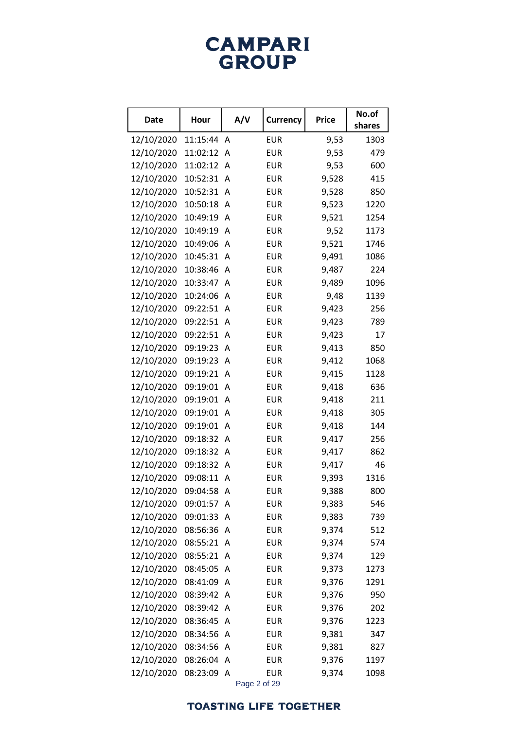# CAMPARI GROUP

| Date | Hour | A/V | Currency | Price | No.of shares |
|---|---|---|---|---|---|
| 12/10/2020 | 11:15:44 | A | EUR | 9,53 | 1303 |
| 12/10/2020 | 11:02:12 | A | EUR | 9,53 | 479 |
| 12/10/2020 | 11:02:12 | A | EUR | 9,53 | 600 |
| 12/10/2020 | 10:52:31 | A | EUR | 9,528 | 415 |
| 12/10/2020 | 10:52:31 | A | EUR | 9,528 | 850 |
| 12/10/2020 | 10:50:18 | A | EUR | 9,523 | 1220 |
| 12/10/2020 | 10:49:19 | A | EUR | 9,521 | 1254 |
| 12/10/2020 | 10:49:19 | A | EUR | 9,52 | 1173 |
| 12/10/2020 | 10:49:06 | A | EUR | 9,521 | 1746 |
| 12/10/2020 | 10:45:31 | A | EUR | 9,491 | 1086 |
| 12/10/2020 | 10:38:46 | A | EUR | 9,487 | 224 |
| 12/10/2020 | 10:33:47 | A | EUR | 9,489 | 1096 |
| 12/10/2020 | 10:24:06 | A | EUR | 9,48 | 1139 |
| 12/10/2020 | 09:22:51 | A | EUR | 9,423 | 256 |
| 12/10/2020 | 09:22:51 | A | EUR | 9,423 | 789 |
| 12/10/2020 | 09:22:51 | A | EUR | 9,423 | 17 |
| 12/10/2020 | 09:19:23 | A | EUR | 9,413 | 850 |
| 12/10/2020 | 09:19:23 | A | EUR | 9,412 | 1068 |
| 12/10/2020 | 09:19:21 | A | EUR | 9,415 | 1128 |
| 12/10/2020 | 09:19:01 | A | EUR | 9,418 | 636 |
| 12/10/2020 | 09:19:01 | A | EUR | 9,418 | 211 |
| 12/10/2020 | 09:19:01 | A | EUR | 9,418 | 305 |
| 12/10/2020 | 09:19:01 | A | EUR | 9,418 | 144 |
| 12/10/2020 | 09:18:32 | A | EUR | 9,417 | 256 |
| 12/10/2020 | 09:18:32 | A | EUR | 9,417 | 862 |
| 12/10/2020 | 09:18:32 | A | EUR | 9,417 | 46 |
| 12/10/2020 | 09:08:11 | A | EUR | 9,393 | 1316 |
| 12/10/2020 | 09:04:58 | A | EUR | 9,388 | 800 |
| 12/10/2020 | 09:01:57 | A | EUR | 9,383 | 546 |
| 12/10/2020 | 09:01:33 | A | EUR | 9,383 | 739 |
| 12/10/2020 | 08:56:36 | A | EUR | 9,374 | 512 |
| 12/10/2020 | 08:55:21 | A | EUR | 9,374 | 574 |
| 12/10/2020 | 08:55:21 | A | EUR | 9,374 | 129 |
| 12/10/2020 | 08:45:05 | A | EUR | 9,373 | 1273 |
| 12/10/2020 | 08:41:09 | A | EUR | 9,376 | 1291 |
| 12/10/2020 | 08:39:42 | A | EUR | 9,376 | 950 |
| 12/10/2020 | 08:39:42 | A | EUR | 9,376 | 202 |
| 12/10/2020 | 08:36:45 | A | EUR | 9,376 | 1223 |
| 12/10/2020 | 08:34:56 | A | EUR | 9,381 | 347 |
| 12/10/2020 | 08:34:56 | A | EUR | 9,381 | 827 |
| 12/10/2020 | 08:26:04 | A | EUR | 9,376 | 1197 |
| 12/10/2020 | 08:23:09 | A | EUR | 9,374 | 1098 |

TOASTING LIFE TOGETHER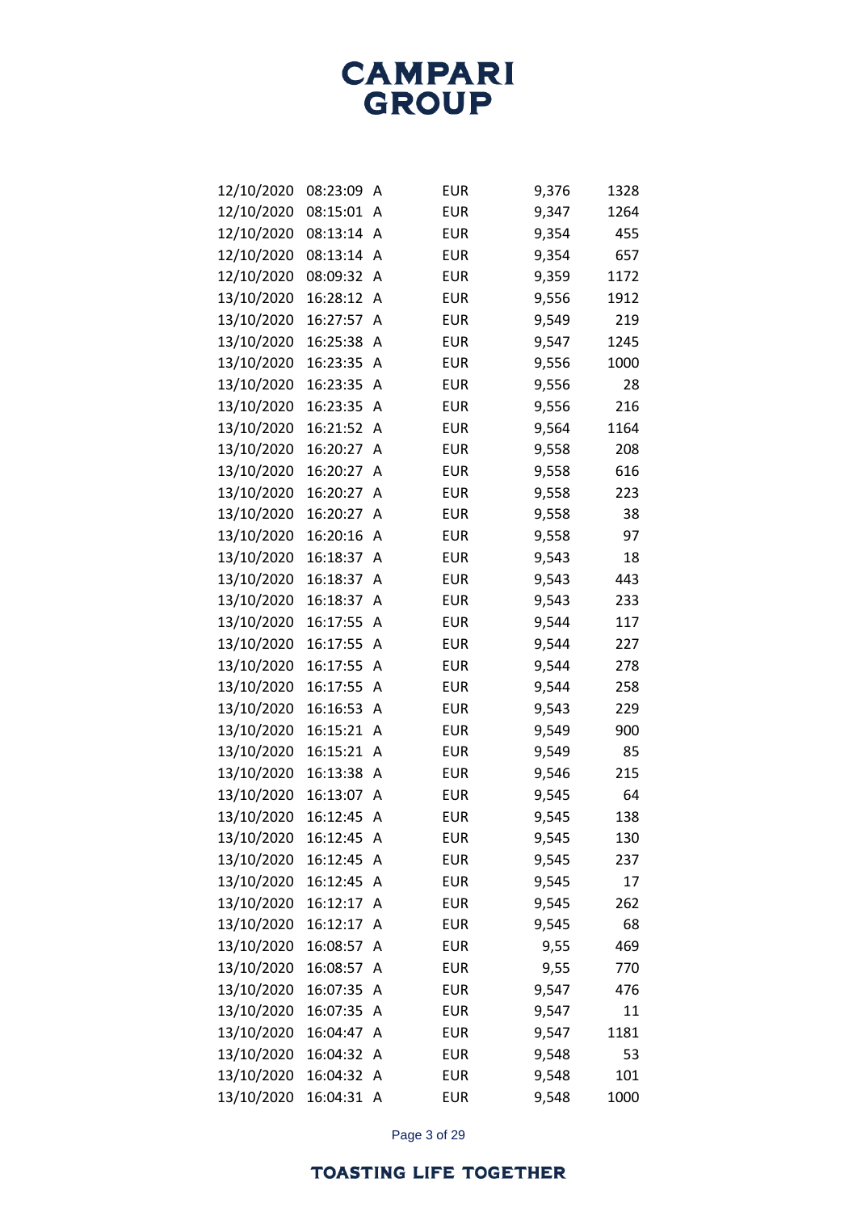| | | | | | |
|---|---|---|---|---|---|
| 12/10/2020 | 08:23:09 | A | EUR | 9,376 | 1328 |
| 12/10/2020 | 08:15:01 | A | EUR | 9,347 | 1264 |
| 12/10/2020 | 08:13:14 | A | EUR | 9,354 | 455 |
| 12/10/2020 | 08:13:14 | A | EUR | 9,354 | 657 |
| 12/10/2020 | 08:09:32 | A | EUR | 9,359 | 1172 |
| 13/10/2020 | 16:28:12 | A | EUR | 9,556 | 1912 |
| 13/10/2020 | 16:27:57 | A | EUR | 9,549 | 219 |
| 13/10/2020 | 16:25:38 | A | EUR | 9,547 | 1245 |
| 13/10/2020 | 16:23:35 | A | EUR | 9,556 | 1000 |
| 13/10/2020 | 16:23:35 | A | EUR | 9,556 | 28 |
| 13/10/2020 | 16:23:35 | A | EUR | 9,556 | 216 |
| 13/10/2020 | 16:21:52 | A | EUR | 9,564 | 1164 |
| 13/10/2020 | 16:20:27 | A | EUR | 9,558 | 208 |
| 13/10/2020 | 16:20:27 | A | EUR | 9,558 | 616 |
| 13/10/2020 | 16:20:27 | A | EUR | 9,558 | 223 |
| 13/10/2020 | 16:20:27 | A | EUR | 9,558 | 38 |
| 13/10/2020 | 16:20:16 | A | EUR | 9,558 | 97 |
| 13/10/2020 | 16:18:37 | A | EUR | 9,543 | 18 |
| 13/10/2020 | 16:18:37 | A | EUR | 9,543 | 443 |
| 13/10/2020 | 16:18:37 | A | EUR | 9,543 | 233 |
| 13/10/2020 | 16:17:55 | A | EUR | 9,544 | 117 |
| 13/10/2020 | 16:17:55 | A | EUR | 9,544 | 227 |
| 13/10/2020 | 16:17:55 | A | EUR | 9,544 | 278 |
| 13/10/2020 | 16:17:55 | A | EUR | 9,544 | 258 |
| 13/10/2020 | 16:16:53 | A | EUR | 9,543 | 229 |
| 13/10/2020 | 16:15:21 | A | EUR | 9,549 | 900 |
| 13/10/2020 | 16:15:21 | A | EUR | 9,549 | 85 |
| 13/10/2020 | 16:13:38 | A | EUR | 9,546 | 215 |
| 13/10/2020 | 16:13:07 | A | EUR | 9,545 | 64 |
| 13/10/2020 | 16:12:45 | A | EUR | 9,545 | 138 |
| 13/10/2020 | 16:12:45 | A | EUR | 9,545 | 130 |
| 13/10/2020 | 16:12:45 | A | EUR | 9,545 | 237 |
| 13/10/2020 | 16:12:45 | A | EUR | 9,545 | 17 |
| 13/10/2020 | 16:12:17 | A | EUR | 9,545 | 262 |
| 13/10/2020 | 16:12:17 | A | EUR | 9,545 | 68 |
| 13/10/2020 | 16:08:57 | A | EUR | 9,55 | 469 |
| 13/10/2020 | 16:08:57 | A | EUR | 9,55 | 770 |
| 13/10/2020 | 16:07:35 | A | EUR | 9,547 | 476 |
| 13/10/2020 | 16:07:35 | A | EUR | 9,547 | 11 |
| 13/10/2020 | 16:04:47 | A | EUR | 9,547 | 1181 |
| 13/10/2020 | 16:04:32 | A | EUR | 9,548 | 53 |
| 13/10/2020 | 16:04:32 | A | EUR | 9,548 | 101 |
| 13/10/2020 | 16:04:31 | A | EUR | 9,548 | 1000 |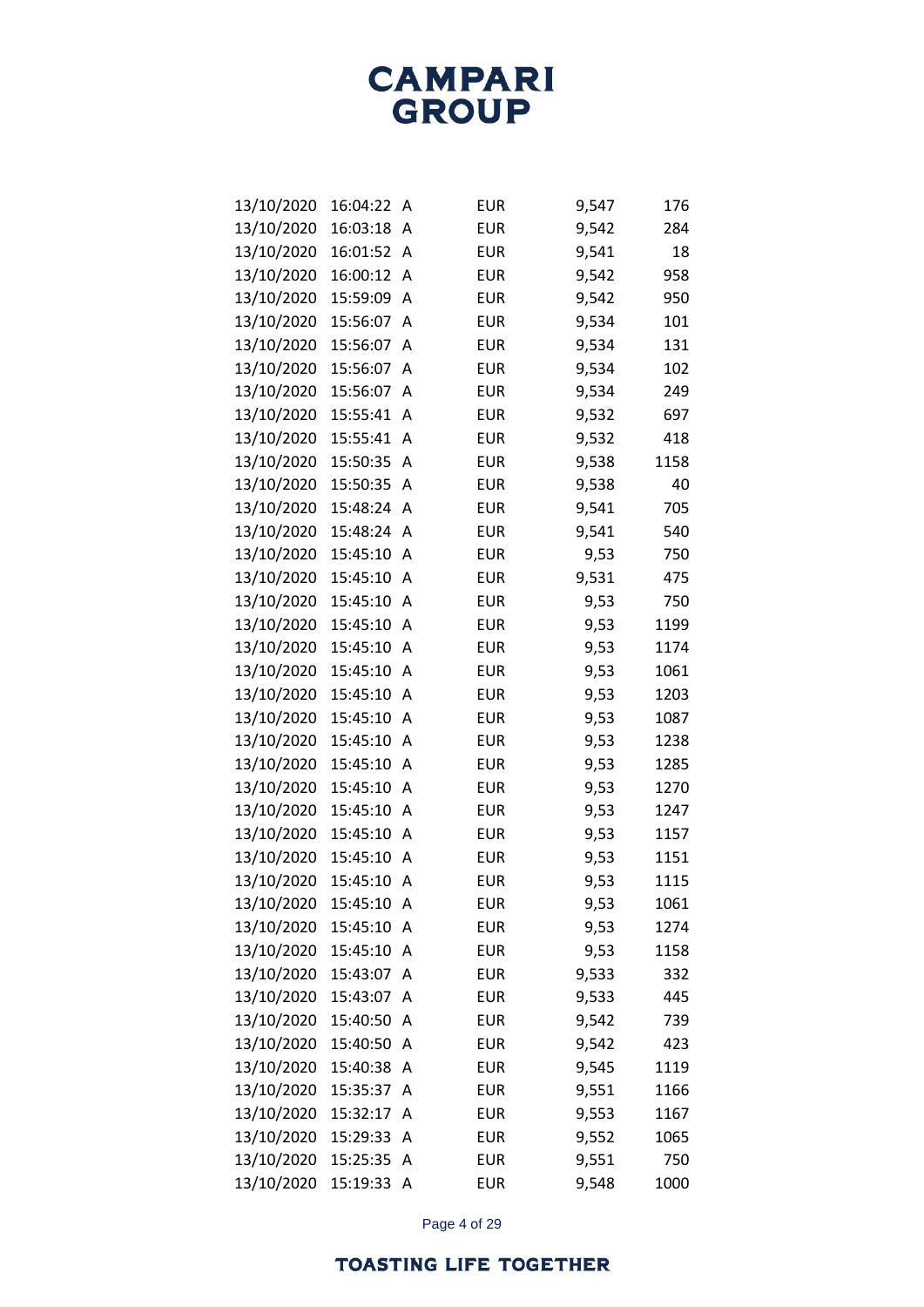| | | | | | |
|---|---|---|---|---|---|
| 13/10/2020 | 16:04:22 | A | EUR | 9,547 | 176 |
| 13/10/2020 | 16:03:18 | A | EUR | 9,542 | 284 |
| 13/10/2020 | 16:01:52 | A | EUR | 9,541 | 18 |
| 13/10/2020 | 16:00:12 | A | EUR | 9,542 | 958 |
| 13/10/2020 | 15:59:09 | A | EUR | 9,542 | 950 |
| 13/10/2020 | 15:56:07 | A | EUR | 9,534 | 101 |
| 13/10/2020 | 15:56:07 | A | EUR | 9,534 | 131 |
| 13/10/2020 | 15:56:07 | A | EUR | 9,534 | 102 |
| 13/10/2020 | 15:56:07 | A | EUR | 9,534 | 249 |
| 13/10/2020 | 15:55:41 | A | EUR | 9,532 | 697 |
| 13/10/2020 | 15:55:41 | A | EUR | 9,532 | 418 |
| 13/10/2020 | 15:50:35 | A | EUR | 9,538 | 1158 |
| 13/10/2020 | 15:50:35 | A | EUR | 9,538 | 40 |
| 13/10/2020 | 15:48:24 | A | EUR | 9,541 | 705 |
| 13/10/2020 | 15:48:24 | A | EUR | 9,541 | 540 |
| 13/10/2020 | 15:45:10 | A | EUR | 9,53 | 750 |
| 13/10/2020 | 15:45:10 | A | EUR | 9,531 | 475 |
| 13/10/2020 | 15:45:10 | A | EUR | 9,53 | 750 |
| 13/10/2020 | 15:45:10 | A | EUR | 9,53 | 1199 |
| 13/10/2020 | 15:45:10 | A | EUR | 9,53 | 1174 |
| 13/10/2020 | 15:45:10 | A | EUR | 9,53 | 1061 |
| 13/10/2020 | 15:45:10 | A | EUR | 9,53 | 1203 |
| 13/10/2020 | 15:45:10 | A | EUR | 9,53 | 1087 |
| 13/10/2020 | 15:45:10 | A | EUR | 9,53 | 1238 |
| 13/10/2020 | 15:45:10 | A | EUR | 9,53 | 1285 |
| 13/10/2020 | 15:45:10 | A | EUR | 9,53 | 1270 |
| 13/10/2020 | 15:45:10 | A | EUR | 9,53 | 1247 |
| 13/10/2020 | 15:45:10 | A | EUR | 9,53 | 1157 |
| 13/10/2020 | 15:45:10 | A | EUR | 9,53 | 1151 |
| 13/10/2020 | 15:45:10 | A | EUR | 9,53 | 1115 |
| 13/10/2020 | 15:45:10 | A | EUR | 9,53 | 1061 |
| 13/10/2020 | 15:45:10 | A | EUR | 9,53 | 1274 |
| 13/10/2020 | 15:45:10 | A | EUR | 9,53 | 1158 |
| 13/10/2020 | 15:43:07 | A | EUR | 9,533 | 332 |
| 13/10/2020 | 15:43:07 | A | EUR | 9,533 | 445 |
| 13/10/2020 | 15:40:50 | A | EUR | 9,542 | 739 |
| 13/10/2020 | 15:40:50 | A | EUR | 9,542 | 423 |
| 13/10/2020 | 15:40:38 | A | EUR | 9,545 | 1119 |
| 13/10/2020 | 15:35:37 | A | EUR | 9,551 | 1166 |
| 13/10/2020 | 15:32:17 | A | EUR | 9,553 | 1167 |
| 13/10/2020 | 15:29:33 | A | EUR | 9,552 | 1065 |
| 13/10/2020 | 15:25:35 | A | EUR | 9,551 | 750 |
| 13/10/2020 | 15:19:33 | A | EUR | 9,548 | 1000 |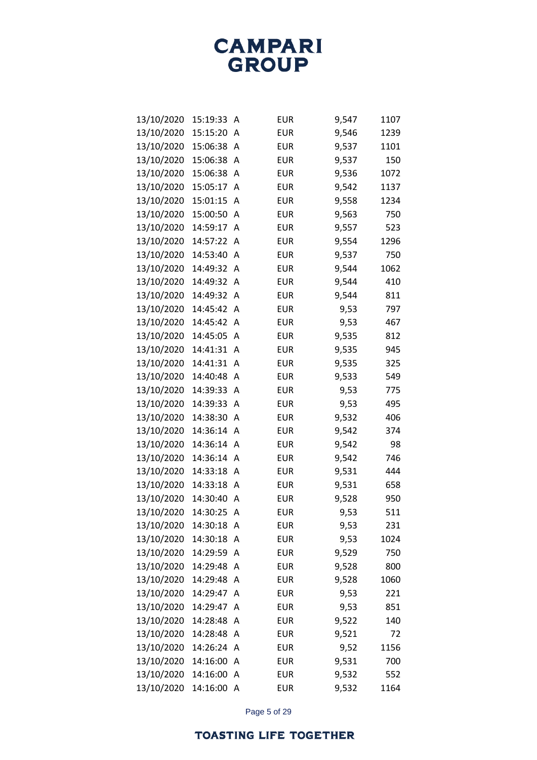| | | | | | |
|---|---|---|---|---|---|
| 13/10/2020 | 15:19:33 | A | EUR | 9,547 | 1107 |
| 13/10/2020 | 15:15:20 | A | EUR | 9,546 | 1239 |
| 13/10/2020 | 15:06:38 | A | EUR | 9,537 | 1101 |
| 13/10/2020 | 15:06:38 | A | EUR | 9,537 | 150 |
| 13/10/2020 | 15:06:38 | A | EUR | 9,536 | 1072 |
| 13/10/2020 | 15:05:17 | A | EUR | 9,542 | 1137 |
| 13/10/2020 | 15:01:15 | A | EUR | 9,558 | 1234 |
| 13/10/2020 | 15:00:50 | A | EUR | 9,563 | 750 |
| 13/10/2020 | 14:59:17 | A | EUR | 9,557 | 523 |
| 13/10/2020 | 14:57:22 | A | EUR | 9,554 | 1296 |
| 13/10/2020 | 14:53:40 | A | EUR | 9,537 | 750 |
| 13/10/2020 | 14:49:32 | A | EUR | 9,544 | 1062 |
| 13/10/2020 | 14:49:32 | A | EUR | 9,544 | 410 |
| 13/10/2020 | 14:49:32 | A | EUR | 9,544 | 811 |
| 13/10/2020 | 14:45:42 | A | EUR | 9,53 | 797 |
| 13/10/2020 | 14:45:42 | A | EUR | 9,53 | 467 |
| 13/10/2020 | 14:45:05 | A | EUR | 9,535 | 812 |
| 13/10/2020 | 14:41:31 | A | EUR | 9,535 | 945 |
| 13/10/2020 | 14:41:31 | A | EUR | 9,535 | 325 |
| 13/10/2020 | 14:40:48 | A | EUR | 9,533 | 549 |
| 13/10/2020 | 14:39:33 | A | EUR | 9,53 | 775 |
| 13/10/2020 | 14:39:33 | A | EUR | 9,53 | 495 |
| 13/10/2020 | 14:38:30 | A | EUR | 9,532 | 406 |
| 13/10/2020 | 14:36:14 | A | EUR | 9,542 | 374 |
| 13/10/2020 | 14:36:14 | A | EUR | 9,542 | 98 |
| 13/10/2020 | 14:36:14 | A | EUR | 9,542 | 746 |
| 13/10/2020 | 14:33:18 | A | EUR | 9,531 | 444 |
| 13/10/2020 | 14:33:18 | A | EUR | 9,531 | 658 |
| 13/10/2020 | 14:30:40 | A | EUR | 9,528 | 950 |
| 13/10/2020 | 14:30:25 | A | EUR | 9,53 | 511 |
| 13/10/2020 | 14:30:18 | A | EUR | 9,53 | 231 |
| 13/10/2020 | 14:30:18 | A | EUR | 9,53 | 1024 |
| 13/10/2020 | 14:29:59 | A | EUR | 9,529 | 750 |
| 13/10/2020 | 14:29:48 | A | EUR | 9,528 | 800 |
| 13/10/2020 | 14:29:48 | A | EUR | 9,528 | 1060 |
| 13/10/2020 | 14:29:47 | A | EUR | 9,53 | 221 |
| 13/10/2020 | 14:29:47 | A | EUR | 9,53 | 851 |
| 13/10/2020 | 14:28:48 | A | EUR | 9,522 | 140 |
| 13/10/2020 | 14:28:48 | A | EUR | 9,521 | 72 |
| 13/10/2020 | 14:26:24 | A | EUR | 9,52 | 1156 |
| 13/10/2020 | 14:16:00 | A | EUR | 9,531 | 700 |
| 13/10/2020 | 14:16:00 | A | EUR | 9,532 | 552 |
| 13/10/2020 | 14:16:00 | A | EUR | 9,532 | 1164 |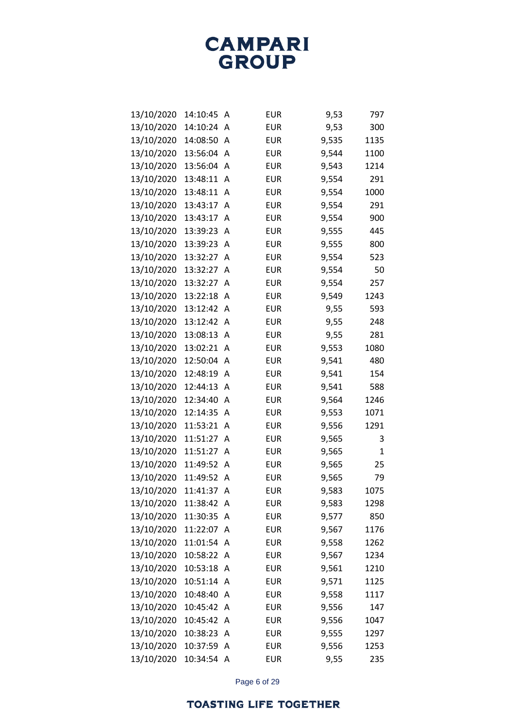| | | | | | |
|---|---|---|---|---|---|
| 13/10/2020 | 14:10:45 | A | EUR | 9,53 | 797 |
| 13/10/2020 | 14:10:24 | A | EUR | 9,53 | 300 |
| 13/10/2020 | 14:08:50 | A | EUR | 9,535 | 1135 |
| 13/10/2020 | 13:56:04 | A | EUR | 9,544 | 1100 |
| 13/10/2020 | 13:56:04 | A | EUR | 9,543 | 1214 |
| 13/10/2020 | 13:48:11 | A | EUR | 9,554 | 291 |
| 13/10/2020 | 13:48:11 | A | EUR | 9,554 | 1000 |
| 13/10/2020 | 13:43:17 | A | EUR | 9,554 | 291 |
| 13/10/2020 | 13:43:17 | A | EUR | 9,554 | 900 |
| 13/10/2020 | 13:39:23 | A | EUR | 9,555 | 445 |
| 13/10/2020 | 13:39:23 | A | EUR | 9,555 | 800 |
| 13/10/2020 | 13:32:27 | A | EUR | 9,554 | 523 |
| 13/10/2020 | 13:32:27 | A | EUR | 9,554 | 50 |
| 13/10/2020 | 13:32:27 | A | EUR | 9,554 | 257 |
| 13/10/2020 | 13:22:18 | A | EUR | 9,549 | 1243 |
| 13/10/2020 | 13:12:42 | A | EUR | 9,55 | 593 |
| 13/10/2020 | 13:12:42 | A | EUR | 9,55 | 248 |
| 13/10/2020 | 13:08:13 | A | EUR | 9,55 | 281 |
| 13/10/2020 | 13:02:21 | A | EUR | 9,553 | 1080 |
| 13/10/2020 | 12:50:04 | A | EUR | 9,541 | 480 |
| 13/10/2020 | 12:48:19 | A | EUR | 9,541 | 154 |
| 13/10/2020 | 12:44:13 | A | EUR | 9,541 | 588 |
| 13/10/2020 | 12:34:40 | A | EUR | 9,564 | 1246 |
| 13/10/2020 | 12:14:35 | A | EUR | 9,553 | 1071 |
| 13/10/2020 | 11:53:21 | A | EUR | 9,556 | 1291 |
| 13/10/2020 | 11:51:27 | A | EUR | 9,565 | 3 |
| 13/10/2020 | 11:51:27 | A | EUR | 9,565 | 1 |
| 13/10/2020 | 11:49:52 | A | EUR | 9,565 | 25 |
| 13/10/2020 | 11:49:52 | A | EUR | 9,565 | 79 |
| 13/10/2020 | 11:41:37 | A | EUR | 9,583 | 1075 |
| 13/10/2020 | 11:38:42 | A | EUR | 9,583 | 1298 |
| 13/10/2020 | 11:30:35 | A | EUR | 9,577 | 850 |
| 13/10/2020 | 11:22:07 | A | EUR | 9,567 | 1176 |
| 13/10/2020 | 11:01:54 | A | EUR | 9,558 | 1262 |
| 13/10/2020 | 10:58:22 | A | EUR | 9,567 | 1234 |
| 13/10/2020 | 10:53:18 | A | EUR | 9,561 | 1210 |
| 13/10/2020 | 10:51:14 | A | EUR | 9,571 | 1125 |
| 13/10/2020 | 10:48:40 | A | EUR | 9,558 | 1117 |
| 13/10/2020 | 10:45:42 | A | EUR | 9,556 | 147 |
| 13/10/2020 | 10:45:42 | A | EUR | 9,556 | 1047 |
| 13/10/2020 | 10:38:23 | A | EUR | 9,555 | 1297 |
| 13/10/2020 | 10:37:59 | A | EUR | 9,556 | 1253 |
| 13/10/2020 | 10:34:54 | A | EUR | 9,55 | 235 |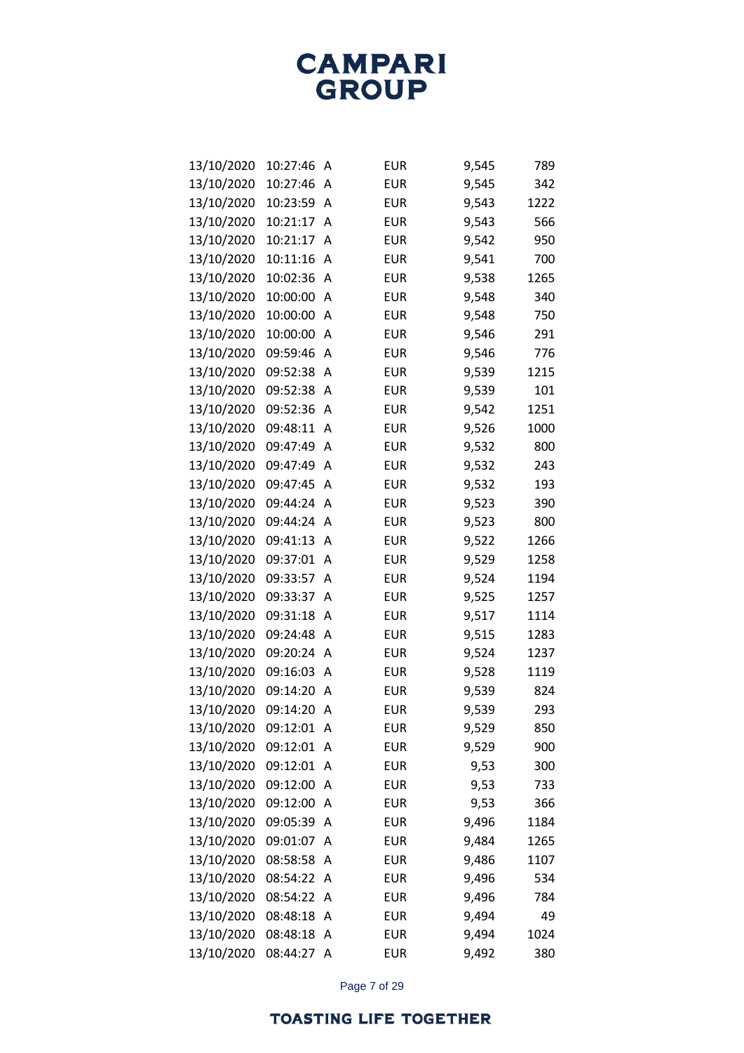# CAMPARI GROUP

| | | | | | |
|---|---|---|---|---|---|
| 13/10/2020 | 10:27:46 | A | EUR | 9,545 | 789 |
| 13/10/2020 | 10:27:46 | A | EUR | 9,545 | 342 |
| 13/10/2020 | 10:23:59 | A | EUR | 9,543 | 1222 |
| 13/10/2020 | 10:21:17 | A | EUR | 9,543 | 566 |
| 13/10/2020 | 10:21:17 | A | EUR | 9,542 | 950 |
| 13/10/2020 | 10:11:16 | A | EUR | 9,541 | 700 |
| 13/10/2020 | 10:02:36 | A | EUR | 9,538 | 1265 |
| 13/10/2020 | 10:00:00 | A | EUR | 9,548 | 340 |
| 13/10/2020 | 10:00:00 | A | EUR | 9,548 | 750 |
| 13/10/2020 | 10:00:00 | A | EUR | 9,546 | 291 |
| 13/10/2020 | 09:59:46 | A | EUR | 9,546 | 776 |
| 13/10/2020 | 09:52:38 | A | EUR | 9,539 | 1215 |
| 13/10/2020 | 09:52:38 | A | EUR | 9,539 | 101 |
| 13/10/2020 | 09:52:36 | A | EUR | 9,542 | 1251 |
| 13/10/2020 | 09:48:11 | A | EUR | 9,526 | 1000 |
| 13/10/2020 | 09:47:49 | A | EUR | 9,532 | 800 |
| 13/10/2020 | 09:47:49 | A | EUR | 9,532 | 243 |
| 13/10/2020 | 09:47:45 | A | EUR | 9,532 | 193 |
| 13/10/2020 | 09:44:24 | A | EUR | 9,523 | 390 |
| 13/10/2020 | 09:44:24 | A | EUR | 9,523 | 800 |
| 13/10/2020 | 09:41:13 | A | EUR | 9,522 | 1266 |
| 13/10/2020 | 09:37:01 | A | EUR | 9,529 | 1258 |
| 13/10/2020 | 09:33:57 | A | EUR | 9,524 | 1194 |
| 13/10/2020 | 09:33:37 | A | EUR | 9,525 | 1257 |
| 13/10/2020 | 09:31:18 | A | EUR | 9,517 | 1114 |
| 13/10/2020 | 09:24:48 | A | EUR | 9,515 | 1283 |
| 13/10/2020 | 09:20:24 | A | EUR | 9,524 | 1237 |
| 13/10/2020 | 09:16:03 | A | EUR | 9,528 | 1119 |
| 13/10/2020 | 09:14:20 | A | EUR | 9,539 | 824 |
| 13/10/2020 | 09:14:20 | A | EUR | 9,539 | 293 |
| 13/10/2020 | 09:12:01 | A | EUR | 9,529 | 850 |
| 13/10/2020 | 09:12:01 | A | EUR | 9,529 | 900 |
| 13/10/2020 | 09:12:01 | A | EUR | 9,53 | 300 |
| 13/10/2020 | 09:12:00 | A | EUR | 9,53 | 733 |
| 13/10/2020 | 09:12:00 | A | EUR | 9,53 | 366 |
| 13/10/2020 | 09:05:39 | A | EUR | 9,496 | 1184 |
| 13/10/2020 | 09:01:07 | A | EUR | 9,484 | 1265 |
| 13/10/2020 | 08:58:58 | A | EUR | 9,486 | 1107 |
| 13/10/2020 | 08:54:22 | A | EUR | 9,496 | 534 |
| 13/10/2020 | 08:54:22 | A | EUR | 9,496 | 784 |
| 13/10/2020 | 08:48:18 | A | EUR | 9,494 | 49 |
| 13/10/2020 | 08:48:18 | A | EUR | 9,494 | 1024 |
| 13/10/2020 | 08:44:27 | A | EUR | 9,492 | 380 |

TOASTING LIFE TOGETHER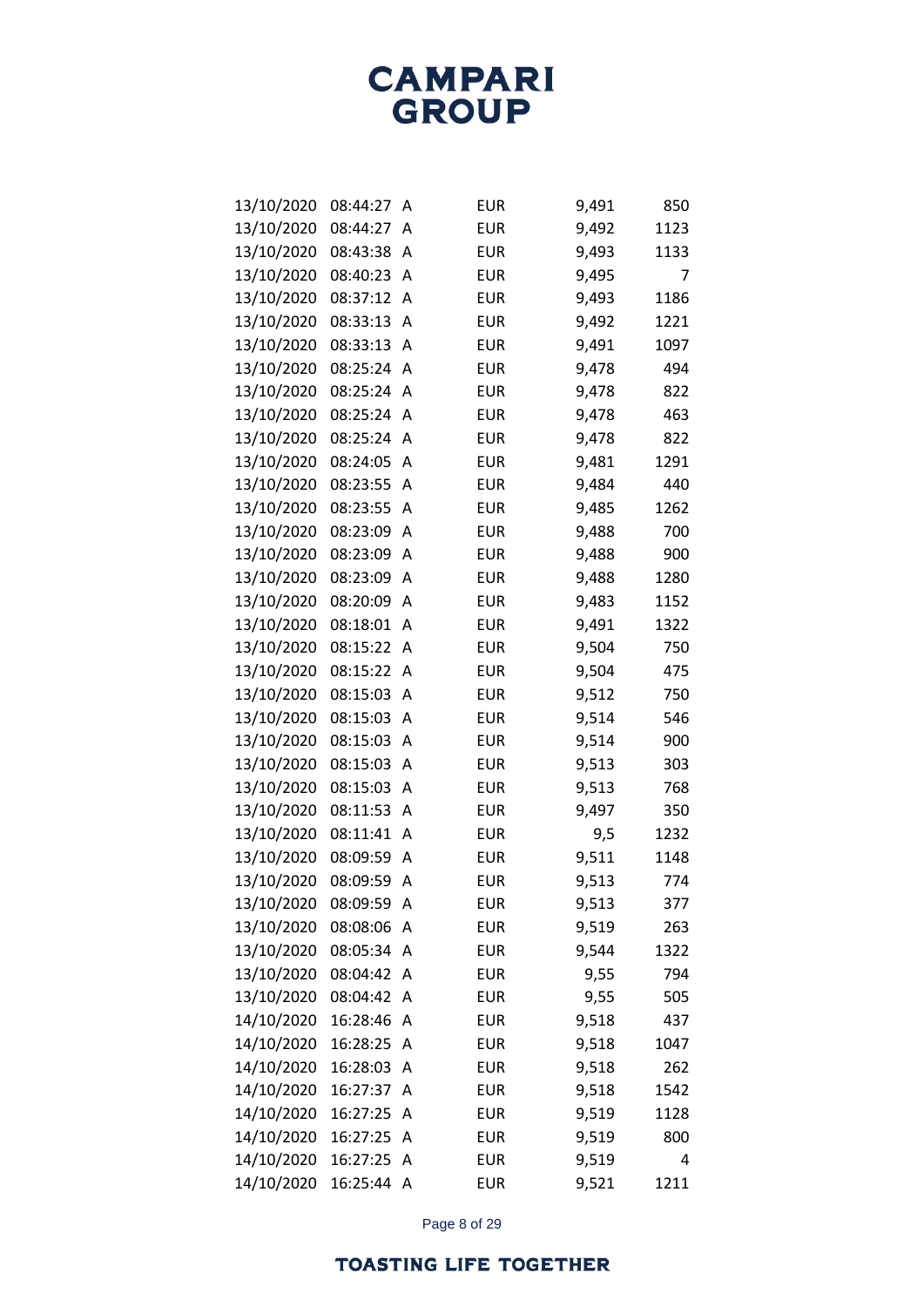| | | | | | |
|---|---|---|---|---|---|
| 13/10/2020 | 08:44:27 | A | EUR | 9,491 | 850 |
| 13/10/2020 | 08:44:27 | A | EUR | 9,492 | 1123 |
| 13/10/2020 | 08:43:38 | A | EUR | 9,493 | 1133 |
| 13/10/2020 | 08:40:23 | A | EUR | 9,495 | 7 |
| 13/10/2020 | 08:37:12 | A | EUR | 9,493 | 1186 |
| 13/10/2020 | 08:33:13 | A | EUR | 9,492 | 1221 |
| 13/10/2020 | 08:33:13 | A | EUR | 9,491 | 1097 |
| 13/10/2020 | 08:25:24 | A | EUR | 9,478 | 494 |
| 13/10/2020 | 08:25:24 | A | EUR | 9,478 | 822 |
| 13/10/2020 | 08:25:24 | A | EUR | 9,478 | 463 |
| 13/10/2020 | 08:25:24 | A | EUR | 9,478 | 822 |
| 13/10/2020 | 08:24:05 | A | EUR | 9,481 | 1291 |
| 13/10/2020 | 08:23:55 | A | EUR | 9,484 | 440 |
| 13/10/2020 | 08:23:55 | A | EUR | 9,485 | 1262 |
| 13/10/2020 | 08:23:09 | A | EUR | 9,488 | 700 |
| 13/10/2020 | 08:23:09 | A | EUR | 9,488 | 900 |
| 13/10/2020 | 08:23:09 | A | EUR | 9,488 | 1280 |
| 13/10/2020 | 08:20:09 | A | EUR | 9,483 | 1152 |
| 13/10/2020 | 08:18:01 | A | EUR | 9,491 | 1322 |
| 13/10/2020 | 08:15:22 | A | EUR | 9,504 | 750 |
| 13/10/2020 | 08:15:22 | A | EUR | 9,504 | 475 |
| 13/10/2020 | 08:15:03 | A | EUR | 9,512 | 750 |
| 13/10/2020 | 08:15:03 | A | EUR | 9,514 | 546 |
| 13/10/2020 | 08:15:03 | A | EUR | 9,514 | 900 |
| 13/10/2020 | 08:15:03 | A | EUR | 9,513 | 303 |
| 13/10/2020 | 08:15:03 | A | EUR | 9,513 | 768 |
| 13/10/2020 | 08:11:53 | A | EUR | 9,497 | 350 |
| 13/10/2020 | 08:11:41 | A | EUR | 9,5 | 1232 |
| 13/10/2020 | 08:09:59 | A | EUR | 9,511 | 1148 |
| 13/10/2020 | 08:09:59 | A | EUR | 9,513 | 774 |
| 13/10/2020 | 08:09:59 | A | EUR | 9,513 | 377 |
| 13/10/2020 | 08:08:06 | A | EUR | 9,519 | 263 |
| 13/10/2020 | 08:05:34 | A | EUR | 9,544 | 1322 |
| 13/10/2020 | 08:04:42 | A | EUR | 9,55 | 794 |
| 13/10/2020 | 08:04:42 | A | EUR | 9,55 | 505 |
| 14/10/2020 | 16:28:46 | A | EUR | 9,518 | 437 |
| 14/10/2020 | 16:28:25 | A | EUR | 9,518 | 1047 |
| 14/10/2020 | 16:28:03 | A | EUR | 9,518 | 262 |
| 14/10/2020 | 16:27:37 | A | EUR | 9,518 | 1542 |
| 14/10/2020 | 16:27:25 | A | EUR | 9,519 | 1128 |
| 14/10/2020 | 16:27:25 | A | EUR | 9,519 | 800 |
| 14/10/2020 | 16:27:25 | A | EUR | 9,519 | 4 |
| 14/10/2020 | 16:25:44 | A | EUR | 9,521 | 1211 |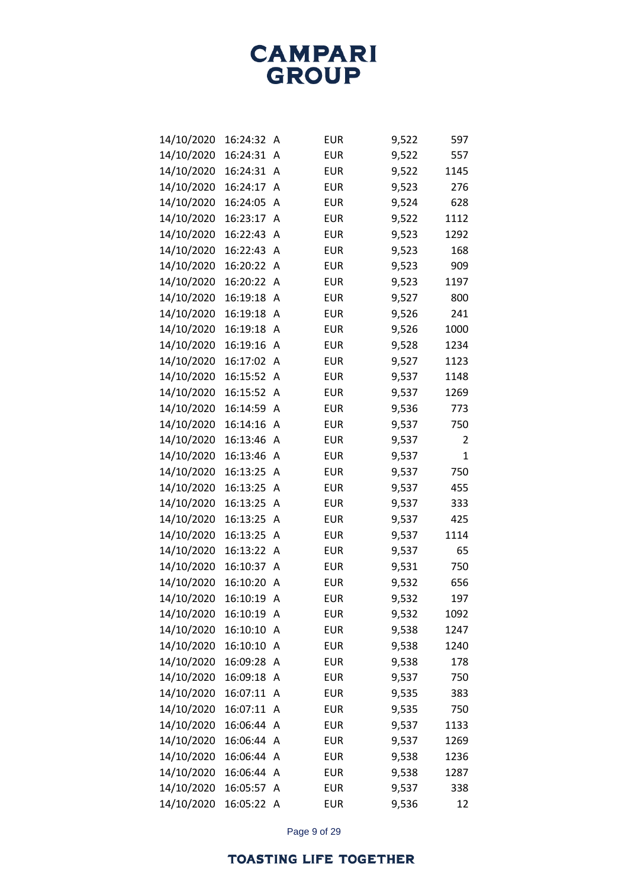| | | | | | |
|---|---|---|---|---|---|
| 14/10/2020 | 16:24:32 | A | EUR | 9,522 | 597 |
| 14/10/2020 | 16:24:31 | A | EUR | 9,522 | 557 |
| 14/10/2020 | 16:24:31 | A | EUR | 9,522 | 1145 |
| 14/10/2020 | 16:24:17 | A | EUR | 9,523 | 276 |
| 14/10/2020 | 16:24:05 | A | EUR | 9,524 | 628 |
| 14/10/2020 | 16:23:17 | A | EUR | 9,522 | 1112 |
| 14/10/2020 | 16:22:43 | A | EUR | 9,523 | 1292 |
| 14/10/2020 | 16:22:43 | A | EUR | 9,523 | 168 |
| 14/10/2020 | 16:20:22 | A | EUR | 9,523 | 909 |
| 14/10/2020 | 16:20:22 | A | EUR | 9,523 | 1197 |
| 14/10/2020 | 16:19:18 | A | EUR | 9,527 | 800 |
| 14/10/2020 | 16:19:18 | A | EUR | 9,526 | 241 |
| 14/10/2020 | 16:19:18 | A | EUR | 9,526 | 1000 |
| 14/10/2020 | 16:19:16 | A | EUR | 9,528 | 1234 |
| 14/10/2020 | 16:17:02 | A | EUR | 9,527 | 1123 |
| 14/10/2020 | 16:15:52 | A | EUR | 9,537 | 1148 |
| 14/10/2020 | 16:15:52 | A | EUR | 9,537 | 1269 |
| 14/10/2020 | 16:14:59 | A | EUR | 9,536 | 773 |
| 14/10/2020 | 16:14:16 | A | EUR | 9,537 | 750 |
| 14/10/2020 | 16:13:46 | A | EUR | 9,537 | 2 |
| 14/10/2020 | 16:13:46 | A | EUR | 9,537 | 1 |
| 14/10/2020 | 16:13:25 | A | EUR | 9,537 | 750 |
| 14/10/2020 | 16:13:25 | A | EUR | 9,537 | 455 |
| 14/10/2020 | 16:13:25 | A | EUR | 9,537 | 333 |
| 14/10/2020 | 16:13:25 | A | EUR | 9,537 | 425 |
| 14/10/2020 | 16:13:25 | A | EUR | 9,537 | 1114 |
| 14/10/2020 | 16:13:22 | A | EUR | 9,537 | 65 |
| 14/10/2020 | 16:10:37 | A | EUR | 9,531 | 750 |
| 14/10/2020 | 16:10:20 | A | EUR | 9,532 | 656 |
| 14/10/2020 | 16:10:19 | A | EUR | 9,532 | 197 |
| 14/10/2020 | 16:10:19 | A | EUR | 9,532 | 1092 |
| 14/10/2020 | 16:10:10 | A | EUR | 9,538 | 1247 |
| 14/10/2020 | 16:10:10 | A | EUR | 9,538 | 1240 |
| 14/10/2020 | 16:09:28 | A | EUR | 9,538 | 178 |
| 14/10/2020 | 16:09:18 | A | EUR | 9,537 | 750 |
| 14/10/2020 | 16:07:11 | A | EUR | 9,535 | 383 |
| 14/10/2020 | 16:07:11 | A | EUR | 9,535 | 750 |
| 14/10/2020 | 16:06:44 | A | EUR | 9,537 | 1133 |
| 14/10/2020 | 16:06:44 | A | EUR | 9,537 | 1269 |
| 14/10/2020 | 16:06:44 | A | EUR | 9,538 | 1236 |
| 14/10/2020 | 16:06:44 | A | EUR | 9,538 | 1287 |
| 14/10/2020 | 16:05:57 | A | EUR | 9,537 | 338 |
| 14/10/2020 | 16:05:22 | A | EUR | 9,536 | 12 |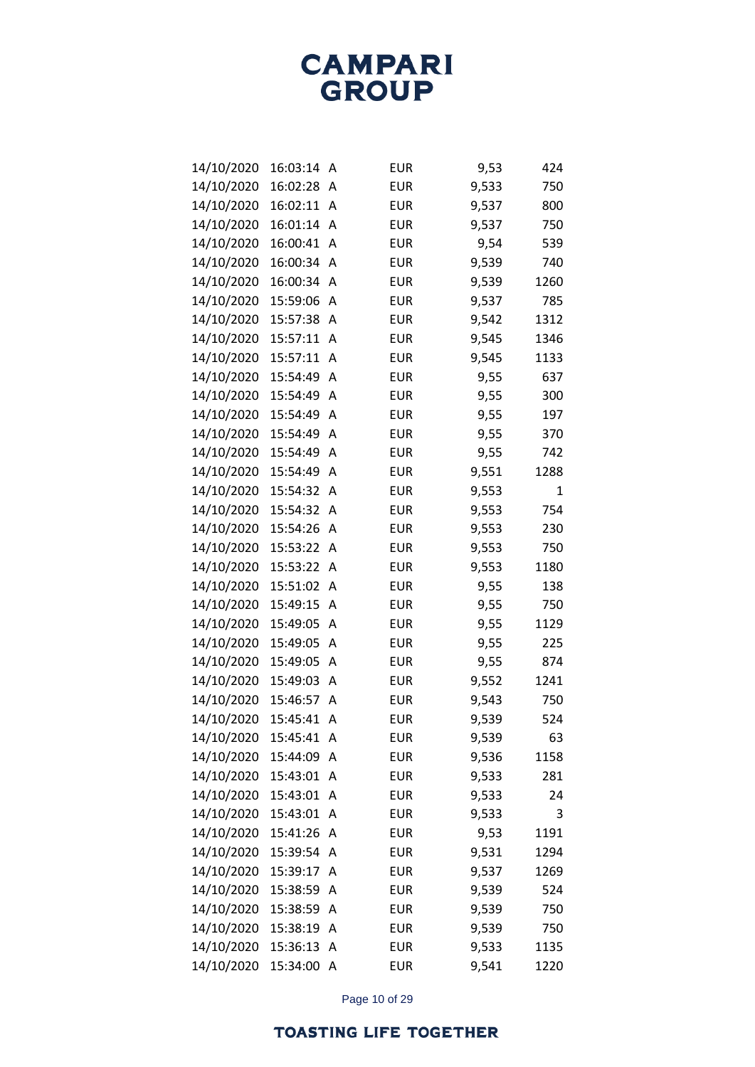| | | | | | |
|---|---|---|---|---|---|
| 14/10/2020 | 16:03:14 | A | EUR | 9,53 | 424 |
| 14/10/2020 | 16:02:28 | A | EUR | 9,533 | 750 |
| 14/10/2020 | 16:02:11 | A | EUR | 9,537 | 800 |
| 14/10/2020 | 16:01:14 | A | EUR | 9,537 | 750 |
| 14/10/2020 | 16:00:41 | A | EUR | 9,54 | 539 |
| 14/10/2020 | 16:00:34 | A | EUR | 9,539 | 740 |
| 14/10/2020 | 16:00:34 | A | EUR | 9,539 | 1260 |
| 14/10/2020 | 15:59:06 | A | EUR | 9,537 | 785 |
| 14/10/2020 | 15:57:38 | A | EUR | 9,542 | 1312 |
| 14/10/2020 | 15:57:11 | A | EUR | 9,545 | 1346 |
| 14/10/2020 | 15:57:11 | A | EUR | 9,545 | 1133 |
| 14/10/2020 | 15:54:49 | A | EUR | 9,55 | 637 |
| 14/10/2020 | 15:54:49 | A | EUR | 9,55 | 300 |
| 14/10/2020 | 15:54:49 | A | EUR | 9,55 | 197 |
| 14/10/2020 | 15:54:49 | A | EUR | 9,55 | 370 |
| 14/10/2020 | 15:54:49 | A | EUR | 9,55 | 742 |
| 14/10/2020 | 15:54:49 | A | EUR | 9,551 | 1288 |
| 14/10/2020 | 15:54:32 | A | EUR | 9,553 | 1 |
| 14/10/2020 | 15:54:32 | A | EUR | 9,553 | 754 |
| 14/10/2020 | 15:54:26 | A | EUR | 9,553 | 230 |
| 14/10/2020 | 15:53:22 | A | EUR | 9,553 | 750 |
| 14/10/2020 | 15:53:22 | A | EUR | 9,553 | 1180 |
| 14/10/2020 | 15:51:02 | A | EUR | 9,55 | 138 |
| 14/10/2020 | 15:49:15 | A | EUR | 9,55 | 750 |
| 14/10/2020 | 15:49:05 | A | EUR | 9,55 | 1129 |
| 14/10/2020 | 15:49:05 | A | EUR | 9,55 | 225 |
| 14/10/2020 | 15:49:05 | A | EUR | 9,55 | 874 |
| 14/10/2020 | 15:49:03 | A | EUR | 9,552 | 1241 |
| 14/10/2020 | 15:46:57 | A | EUR | 9,543 | 750 |
| 14/10/2020 | 15:45:41 | A | EUR | 9,539 | 524 |
| 14/10/2020 | 15:45:41 | A | EUR | 9,539 | 63 |
| 14/10/2020 | 15:44:09 | A | EUR | 9,536 | 1158 |
| 14/10/2020 | 15:43:01 | A | EUR | 9,533 | 281 |
| 14/10/2020 | 15:43:01 | A | EUR | 9,533 | 24 |
| 14/10/2020 | 15:43:01 | A | EUR | 9,533 | 3 |
| 14/10/2020 | 15:41:26 | A | EUR | 9,53 | 1191 |
| 14/10/2020 | 15:39:54 | A | EUR | 9,531 | 1294 |
| 14/10/2020 | 15:39:17 | A | EUR | 9,537 | 1269 |
| 14/10/2020 | 15:38:59 | A | EUR | 9,539 | 524 |
| 14/10/2020 | 15:38:59 | A | EUR | 9,539 | 750 |
| 14/10/2020 | 15:38:19 | A | EUR | 9,539 | 750 |
| 14/10/2020 | 15:36:13 | A | EUR | 9,533 | 1135 |
| 14/10/2020 | 15:34:00 | A | EUR | 9,541 | 1220 |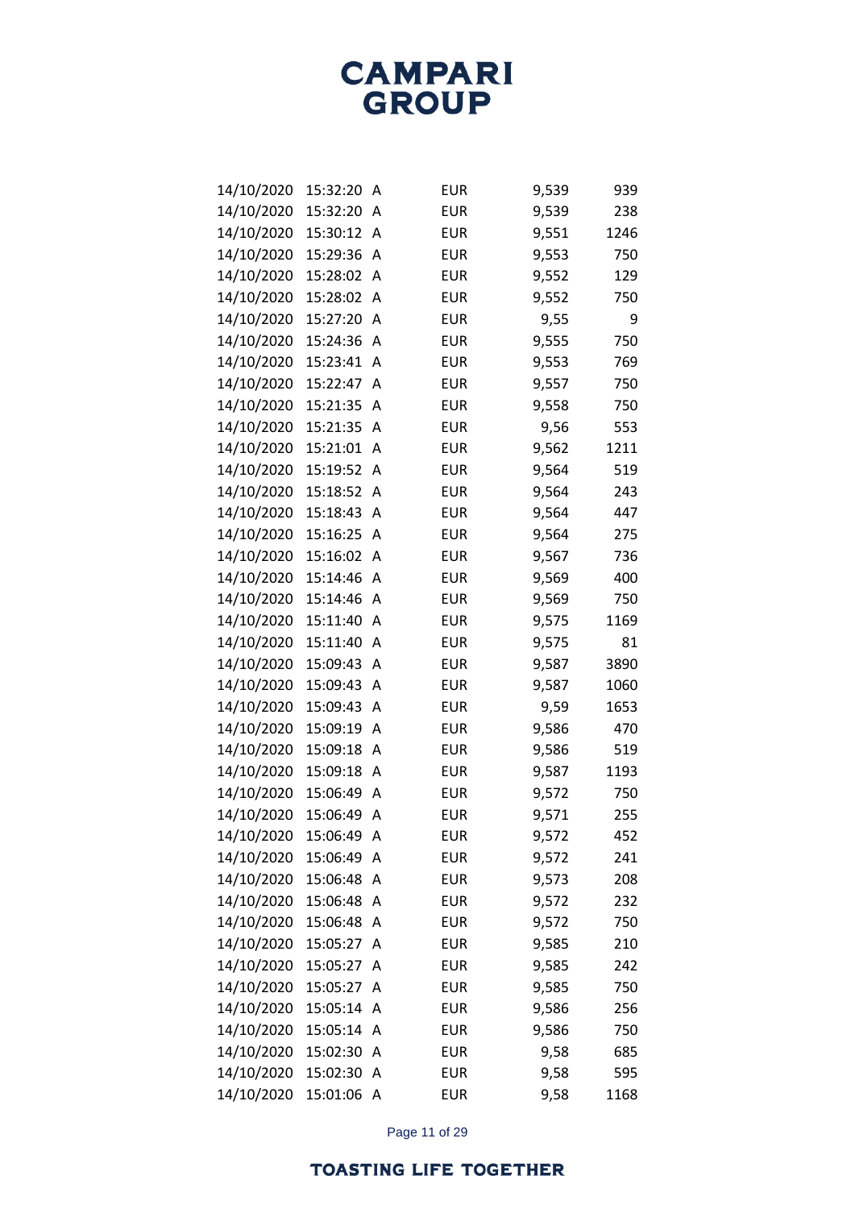| | | | | | |
|---|---|---|---|---|---|
| 14/10/2020 | 15:32:20 | A | EUR | 9,539 | 939 |
| 14/10/2020 | 15:32:20 | A | EUR | 9,539 | 238 |
| 14/10/2020 | 15:30:12 | A | EUR | 9,551 | 1246 |
| 14/10/2020 | 15:29:36 | A | EUR | 9,553 | 750 |
| 14/10/2020 | 15:28:02 | A | EUR | 9,552 | 129 |
| 14/10/2020 | 15:28:02 | A | EUR | 9,552 | 750 |
| 14/10/2020 | 15:27:20 | A | EUR | 9,55 | 9 |
| 14/10/2020 | 15:24:36 | A | EUR | 9,555 | 750 |
| 14/10/2020 | 15:23:41 | A | EUR | 9,553 | 769 |
| 14/10/2020 | 15:22:47 | A | EUR | 9,557 | 750 |
| 14/10/2020 | 15:21:35 | A | EUR | 9,558 | 750 |
| 14/10/2020 | 15:21:35 | A | EUR | 9,56 | 553 |
| 14/10/2020 | 15:21:01 | A | EUR | 9,562 | 1211 |
| 14/10/2020 | 15:19:52 | A | EUR | 9,564 | 519 |
| 14/10/2020 | 15:18:52 | A | EUR | 9,564 | 243 |
| 14/10/2020 | 15:18:43 | A | EUR | 9,564 | 447 |
| 14/10/2020 | 15:16:25 | A | EUR | 9,564 | 275 |
| 14/10/2020 | 15:16:02 | A | EUR | 9,567 | 736 |
| 14/10/2020 | 15:14:46 | A | EUR | 9,569 | 400 |
| 14/10/2020 | 15:14:46 | A | EUR | 9,569 | 750 |
| 14/10/2020 | 15:11:40 | A | EUR | 9,575 | 1169 |
| 14/10/2020 | 15:11:40 | A | EUR | 9,575 | 81 |
| 14/10/2020 | 15:09:43 | A | EUR | 9,587 | 3890 |
| 14/10/2020 | 15:09:43 | A | EUR | 9,587 | 1060 |
| 14/10/2020 | 15:09:43 | A | EUR | 9,59 | 1653 |
| 14/10/2020 | 15:09:19 | A | EUR | 9,586 | 470 |
| 14/10/2020 | 15:09:18 | A | EUR | 9,586 | 519 |
| 14/10/2020 | 15:09:18 | A | EUR | 9,587 | 1193 |
| 14/10/2020 | 15:06:49 | A | EUR | 9,572 | 750 |
| 14/10/2020 | 15:06:49 | A | EUR | 9,571 | 255 |
| 14/10/2020 | 15:06:49 | A | EUR | 9,572 | 452 |
| 14/10/2020 | 15:06:49 | A | EUR | 9,572 | 241 |
| 14/10/2020 | 15:06:48 | A | EUR | 9,573 | 208 |
| 14/10/2020 | 15:06:48 | A | EUR | 9,572 | 232 |
| 14/10/2020 | 15:06:48 | A | EUR | 9,572 | 750 |
| 14/10/2020 | 15:05:27 | A | EUR | 9,585 | 210 |
| 14/10/2020 | 15:05:27 | A | EUR | 9,585 | 242 |
| 14/10/2020 | 15:05:27 | A | EUR | 9,585 | 750 |
| 14/10/2020 | 15:05:14 | A | EUR | 9,586 | 256 |
| 14/10/2020 | 15:05:14 | A | EUR | 9,586 | 750 |
| 14/10/2020 | 15:02:30 | A | EUR | 9,58 | 685 |
| 14/10/2020 | 15:02:30 | A | EUR | 9,58 | 595 |
| 14/10/2020 | 15:01:06 | A | EUR | 9,58 | 1168 |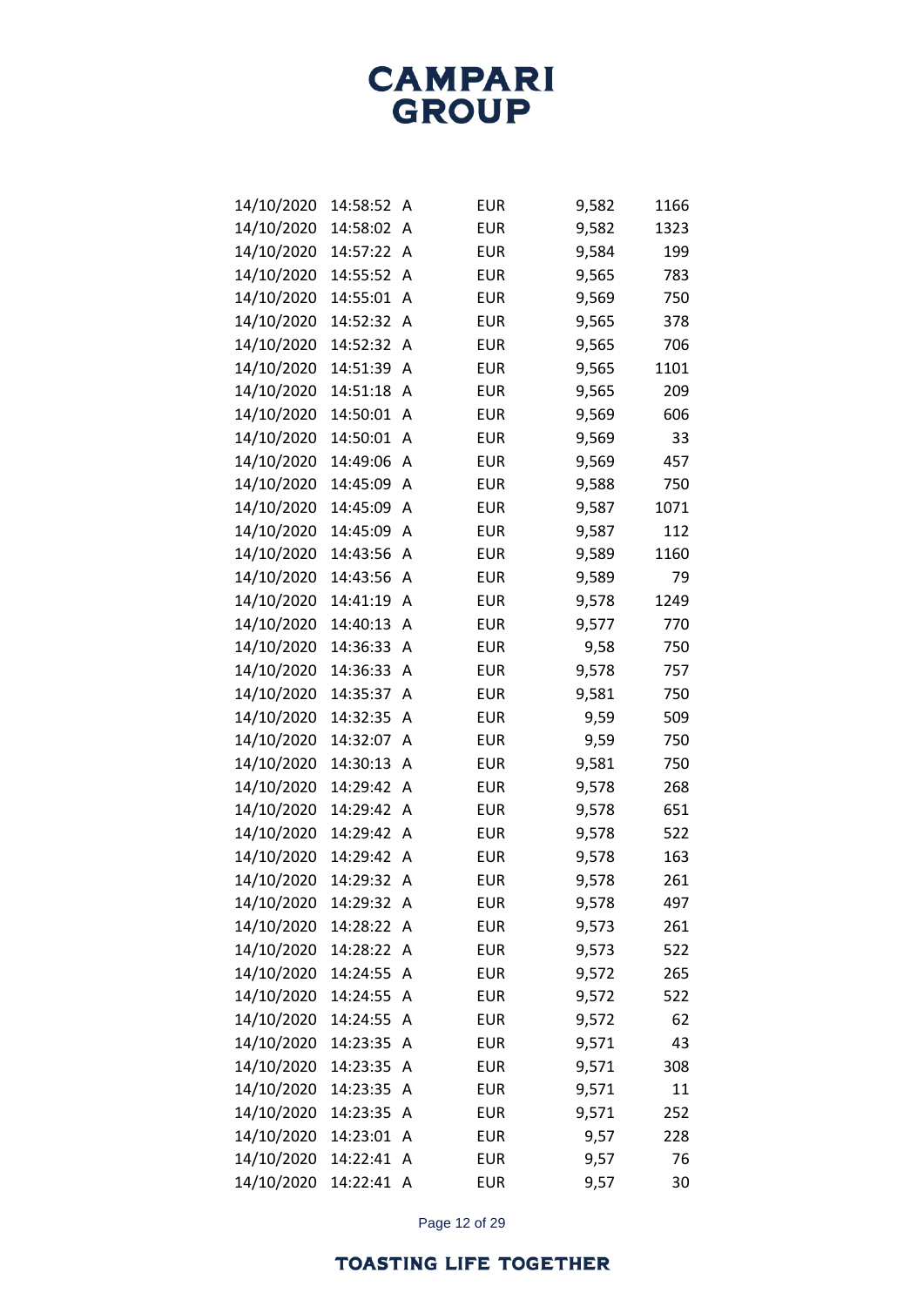| | | | | | |
|---|---|---|---|---|---|
| 14/10/2020 | 14:58:52 | A | EUR | 9,582 | 1166 |
| 14/10/2020 | 14:58:02 | A | EUR | 9,582 | 1323 |
| 14/10/2020 | 14:57:22 | A | EUR | 9,584 | 199 |
| 14/10/2020 | 14:55:52 | A | EUR | 9,565 | 783 |
| 14/10/2020 | 14:55:01 | A | EUR | 9,569 | 750 |
| 14/10/2020 | 14:52:32 | A | EUR | 9,565 | 378 |
| 14/10/2020 | 14:52:32 | A | EUR | 9,565 | 706 |
| 14/10/2020 | 14:51:39 | A | EUR | 9,565 | 1101 |
| 14/10/2020 | 14:51:18 | A | EUR | 9,565 | 209 |
| 14/10/2020 | 14:50:01 | A | EUR | 9,569 | 606 |
| 14/10/2020 | 14:50:01 | A | EUR | 9,569 | 33 |
| 14/10/2020 | 14:49:06 | A | EUR | 9,569 | 457 |
| 14/10/2020 | 14:45:09 | A | EUR | 9,588 | 750 |
| 14/10/2020 | 14:45:09 | A | EUR | 9,587 | 1071 |
| 14/10/2020 | 14:45:09 | A | EUR | 9,587 | 112 |
| 14/10/2020 | 14:43:56 | A | EUR | 9,589 | 1160 |
| 14/10/2020 | 14:43:56 | A | EUR | 9,589 | 79 |
| 14/10/2020 | 14:41:19 | A | EUR | 9,578 | 1249 |
| 14/10/2020 | 14:40:13 | A | EUR | 9,577 | 770 |
| 14/10/2020 | 14:36:33 | A | EUR | 9,58 | 750 |
| 14/10/2020 | 14:36:33 | A | EUR | 9,578 | 757 |
| 14/10/2020 | 14:35:37 | A | EUR | 9,581 | 750 |
| 14/10/2020 | 14:32:35 | A | EUR | 9,59 | 509 |
| 14/10/2020 | 14:32:07 | A | EUR | 9,59 | 750 |
| 14/10/2020 | 14:30:13 | A | EUR | 9,581 | 750 |
| 14/10/2020 | 14:29:42 | A | EUR | 9,578 | 268 |
| 14/10/2020 | 14:29:42 | A | EUR | 9,578 | 651 |
| 14/10/2020 | 14:29:42 | A | EUR | 9,578 | 522 |
| 14/10/2020 | 14:29:42 | A | EUR | 9,578 | 163 |
| 14/10/2020 | 14:29:32 | A | EUR | 9,578 | 261 |
| 14/10/2020 | 14:29:32 | A | EUR | 9,578 | 497 |
| 14/10/2020 | 14:28:22 | A | EUR | 9,573 | 261 |
| 14/10/2020 | 14:28:22 | A | EUR | 9,573 | 522 |
| 14/10/2020 | 14:24:55 | A | EUR | 9,572 | 265 |
| 14/10/2020 | 14:24:55 | A | EUR | 9,572 | 522 |
| 14/10/2020 | 14:24:55 | A | EUR | 9,572 | 62 |
| 14/10/2020 | 14:23:35 | A | EUR | 9,571 | 43 |
| 14/10/2020 | 14:23:35 | A | EUR | 9,571 | 308 |
| 14/10/2020 | 14:23:35 | A | EUR | 9,571 | 11 |
| 14/10/2020 | 14:23:35 | A | EUR | 9,571 | 252 |
| 14/10/2020 | 14:23:01 | A | EUR | 9,57 | 228 |
| 14/10/2020 | 14:22:41 | A | EUR | 9,57 | 76 |
| 14/10/2020 | 14:22:41 | A | EUR | 9,57 | 30 |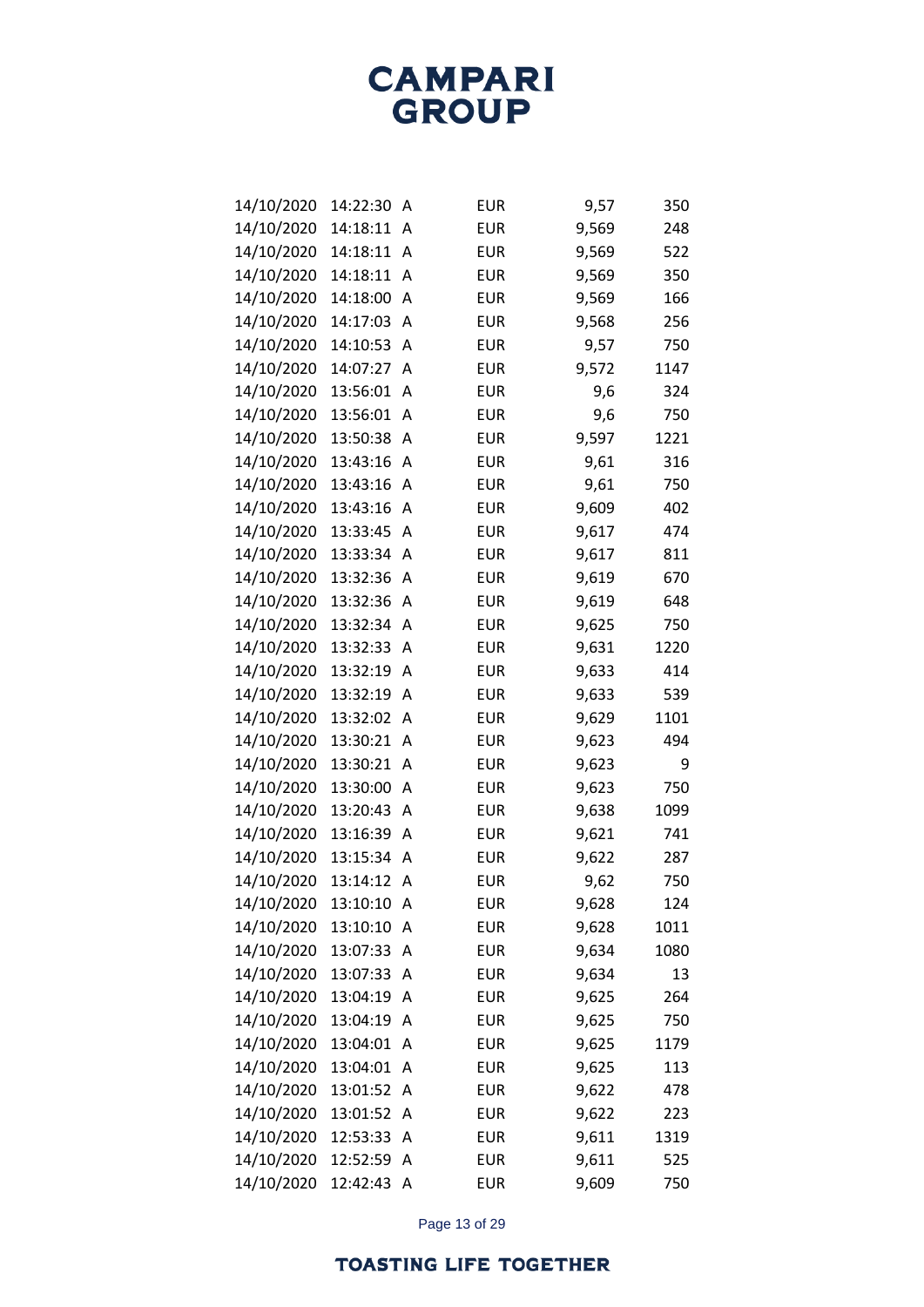| | | | | | |
|---|---|---|---|---|---|
| 14/10/2020 | 14:22:30 | A | EUR | 9,57 | 350 |
| 14/10/2020 | 14:18:11 | A | EUR | 9,569 | 248 |
| 14/10/2020 | 14:18:11 | A | EUR | 9,569 | 522 |
| 14/10/2020 | 14:18:11 | A | EUR | 9,569 | 350 |
| 14/10/2020 | 14:18:00 | A | EUR | 9,569 | 166 |
| 14/10/2020 | 14:17:03 | A | EUR | 9,568 | 256 |
| 14/10/2020 | 14:10:53 | A | EUR | 9,57 | 750 |
| 14/10/2020 | 14:07:27 | A | EUR | 9,572 | 1147 |
| 14/10/2020 | 13:56:01 | A | EUR | 9,6 | 324 |
| 14/10/2020 | 13:56:01 | A | EUR | 9,6 | 750 |
| 14/10/2020 | 13:50:38 | A | EUR | 9,597 | 1221 |
| 14/10/2020 | 13:43:16 | A | EUR | 9,61 | 316 |
| 14/10/2020 | 13:43:16 | A | EUR | 9,61 | 750 |
| 14/10/2020 | 13:43:16 | A | EUR | 9,609 | 402 |
| 14/10/2020 | 13:33:45 | A | EUR | 9,617 | 474 |
| 14/10/2020 | 13:33:34 | A | EUR | 9,617 | 811 |
| 14/10/2020 | 13:32:36 | A | EUR | 9,619 | 670 |
| 14/10/2020 | 13:32:36 | A | EUR | 9,619 | 648 |
| 14/10/2020 | 13:32:34 | A | EUR | 9,625 | 750 |
| 14/10/2020 | 13:32:33 | A | EUR | 9,631 | 1220 |
| 14/10/2020 | 13:32:19 | A | EUR | 9,633 | 414 |
| 14/10/2020 | 13:32:19 | A | EUR | 9,633 | 539 |
| 14/10/2020 | 13:32:02 | A | EUR | 9,629 | 1101 |
| 14/10/2020 | 13:30:21 | A | EUR | 9,623 | 494 |
| 14/10/2020 | 13:30:21 | A | EUR | 9,623 | 9 |
| 14/10/2020 | 13:30:00 | A | EUR | 9,623 | 750 |
| 14/10/2020 | 13:20:43 | A | EUR | 9,638 | 1099 |
| 14/10/2020 | 13:16:39 | A | EUR | 9,621 | 741 |
| 14/10/2020 | 13:15:34 | A | EUR | 9,622 | 287 |
| 14/10/2020 | 13:14:12 | A | EUR | 9,62 | 750 |
| 14/10/2020 | 13:10:10 | A | EUR | 9,628 | 124 |
| 14/10/2020 | 13:10:10 | A | EUR | 9,628 | 1011 |
| 14/10/2020 | 13:07:33 | A | EUR | 9,634 | 1080 |
| 14/10/2020 | 13:07:33 | A | EUR | 9,634 | 13 |
| 14/10/2020 | 13:04:19 | A | EUR | 9,625 | 264 |
| 14/10/2020 | 13:04:19 | A | EUR | 9,625 | 750 |
| 14/10/2020 | 13:04:01 | A | EUR | 9,625 | 1179 |
| 14/10/2020 | 13:04:01 | A | EUR | 9,625 | 113 |
| 14/10/2020 | 13:01:52 | A | EUR | 9,622 | 478 |
| 14/10/2020 | 13:01:52 | A | EUR | 9,622 | 223 |
| 14/10/2020 | 12:53:33 | A | EUR | 9,611 | 1319 |
| 14/10/2020 | 12:52:59 | A | EUR | 9,611 | 525 |
| 14/10/2020 | 12:42:43 | A | EUR | 9,609 | 750 |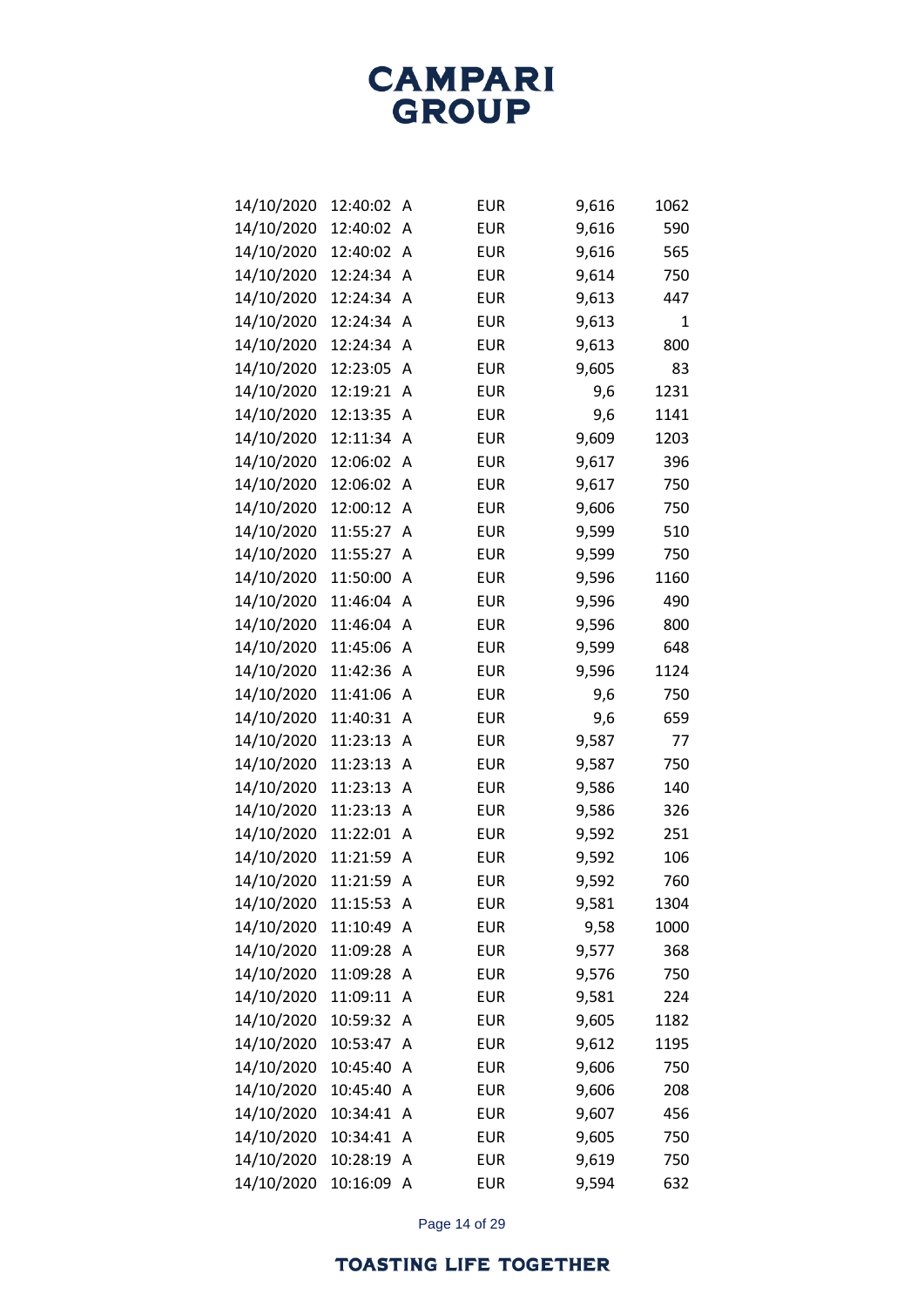| | | | | | |
|---|---|---|---|---|---|
| 14/10/2020 | 12:40:02 | A | EUR | 9,616 | 1062 |
| 14/10/2020 | 12:40:02 | A | EUR | 9,616 | 590 |
| 14/10/2020 | 12:40:02 | A | EUR | 9,616 | 565 |
| 14/10/2020 | 12:24:34 | A | EUR | 9,614 | 750 |
| 14/10/2020 | 12:24:34 | A | EUR | 9,613 | 447 |
| 14/10/2020 | 12:24:34 | A | EUR | 9,613 | 1 |
| 14/10/2020 | 12:24:34 | A | EUR | 9,613 | 800 |
| 14/10/2020 | 12:23:05 | A | EUR | 9,605 | 83 |
| 14/10/2020 | 12:19:21 | A | EUR | 9,6 | 1231 |
| 14/10/2020 | 12:13:35 | A | EUR | 9,6 | 1141 |
| 14/10/2020 | 12:11:34 | A | EUR | 9,609 | 1203 |
| 14/10/2020 | 12:06:02 | A | EUR | 9,617 | 396 |
| 14/10/2020 | 12:06:02 | A | EUR | 9,617 | 750 |
| 14/10/2020 | 12:00:12 | A | EUR | 9,606 | 750 |
| 14/10/2020 | 11:55:27 | A | EUR | 9,599 | 510 |
| 14/10/2020 | 11:55:27 | A | EUR | 9,599 | 750 |
| 14/10/2020 | 11:50:00 | A | EUR | 9,596 | 1160 |
| 14/10/2020 | 11:46:04 | A | EUR | 9,596 | 490 |
| 14/10/2020 | 11:46:04 | A | EUR | 9,596 | 800 |
| 14/10/2020 | 11:45:06 | A | EUR | 9,599 | 648 |
| 14/10/2020 | 11:42:36 | A | EUR | 9,596 | 1124 |
| 14/10/2020 | 11:41:06 | A | EUR | 9,6 | 750 |
| 14/10/2020 | 11:40:31 | A | EUR | 9,6 | 659 |
| 14/10/2020 | 11:23:13 | A | EUR | 9,587 | 77 |
| 14/10/2020 | 11:23:13 | A | EUR | 9,587 | 750 |
| 14/10/2020 | 11:23:13 | A | EUR | 9,586 | 140 |
| 14/10/2020 | 11:23:13 | A | EUR | 9,586 | 326 |
| 14/10/2020 | 11:22:01 | A | EUR | 9,592 | 251 |
| 14/10/2020 | 11:21:59 | A | EUR | 9,592 | 106 |
| 14/10/2020 | 11:21:59 | A | EUR | 9,592 | 760 |
| 14/10/2020 | 11:15:53 | A | EUR | 9,581 | 1304 |
| 14/10/2020 | 11:10:49 | A | EUR | 9,58 | 1000 |
| 14/10/2020 | 11:09:28 | A | EUR | 9,577 | 368 |
| 14/10/2020 | 11:09:28 | A | EUR | 9,576 | 750 |
| 14/10/2020 | 11:09:11 | A | EUR | 9,581 | 224 |
| 14/10/2020 | 10:59:32 | A | EUR | 9,605 | 1182 |
| 14/10/2020 | 10:53:47 | A | EUR | 9,612 | 1195 |
| 14/10/2020 | 10:45:40 | A | EUR | 9,606 | 750 |
| 14/10/2020 | 10:45:40 | A | EUR | 9,606 | 208 |
| 14/10/2020 | 10:34:41 | A | EUR | 9,607 | 456 |
| 14/10/2020 | 10:34:41 | A | EUR | 9,605 | 750 |
| 14/10/2020 | 10:28:19 | A | EUR | 9,619 | 750 |
| 14/10/2020 | 10:16:09 | A | EUR | 9,594 | 632 |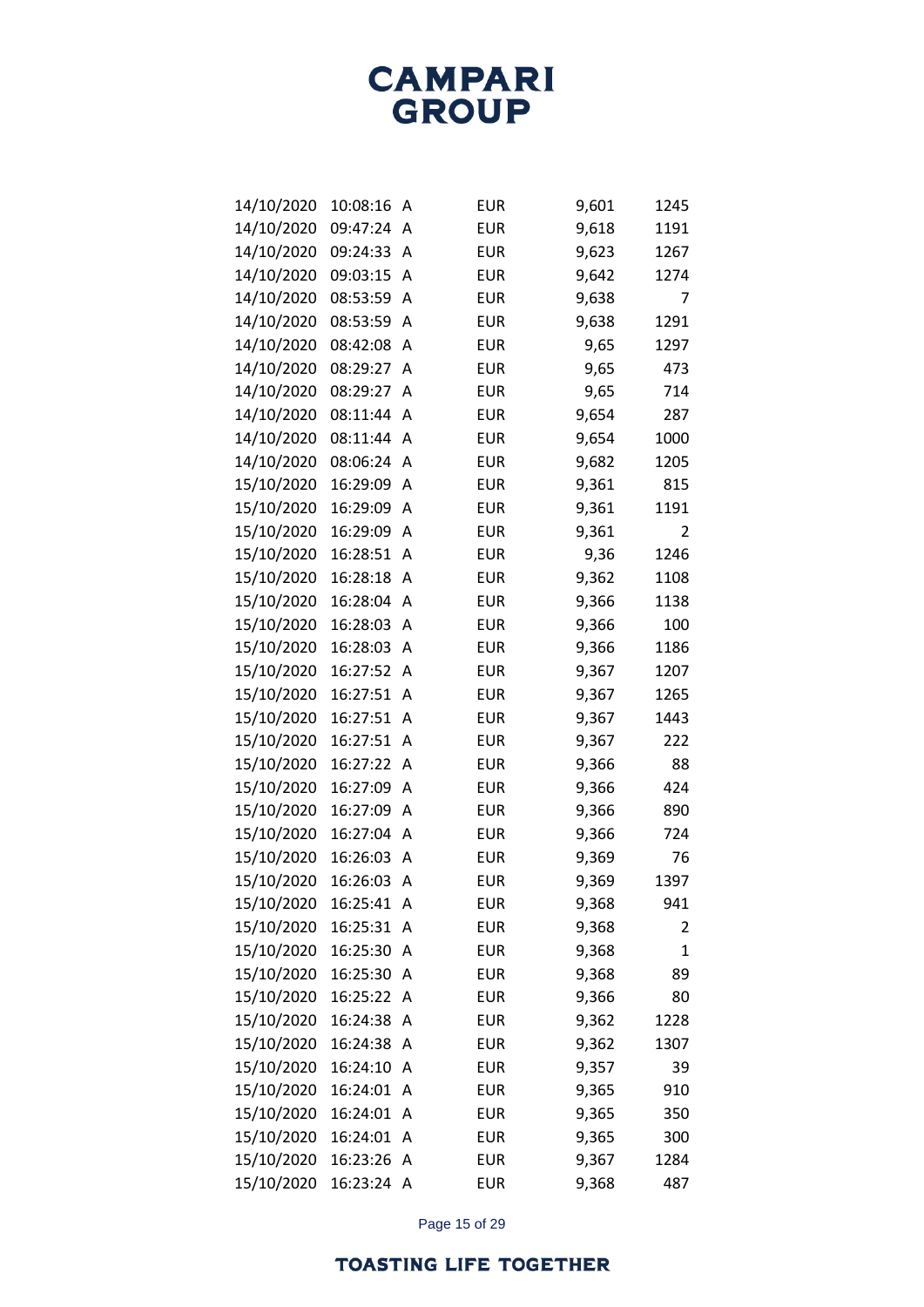| | | | | | |
|---|---|---|---|---|---|
| 14/10/2020 | 10:08:16 | A | EUR | 9,601 | 1245 |
| 14/10/2020 | 09:47:24 | A | EUR | 9,618 | 1191 |
| 14/10/2020 | 09:24:33 | A | EUR | 9,623 | 1267 |
| 14/10/2020 | 09:03:15 | A | EUR | 9,642 | 1274 |
| 14/10/2020 | 08:53:59 | A | EUR | 9,638 | 7 |
| 14/10/2020 | 08:53:59 | A | EUR | 9,638 | 1291 |
| 14/10/2020 | 08:42:08 | A | EUR | 9,65 | 1297 |
| 14/10/2020 | 08:29:27 | A | EUR | 9,65 | 473 |
| 14/10/2020 | 08:29:27 | A | EUR | 9,65 | 714 |
| 14/10/2020 | 08:11:44 | A | EUR | 9,654 | 287 |
| 14/10/2020 | 08:11:44 | A | EUR | 9,654 | 1000 |
| 14/10/2020 | 08:06:24 | A | EUR | 9,682 | 1205 |
| 15/10/2020 | 16:29:09 | A | EUR | 9,361 | 815 |
| 15/10/2020 | 16:29:09 | A | EUR | 9,361 | 1191 |
| 15/10/2020 | 16:29:09 | A | EUR | 9,361 | 2 |
| 15/10/2020 | 16:28:51 | A | EUR | 9,36 | 1246 |
| 15/10/2020 | 16:28:18 | A | EUR | 9,362 | 1108 |
| 15/10/2020 | 16:28:04 | A | EUR | 9,366 | 1138 |
| 15/10/2020 | 16:28:03 | A | EUR | 9,366 | 100 |
| 15/10/2020 | 16:28:03 | A | EUR | 9,366 | 1186 |
| 15/10/2020 | 16:27:52 | A | EUR | 9,367 | 1207 |
| 15/10/2020 | 16:27:51 | A | EUR | 9,367 | 1265 |
| 15/10/2020 | 16:27:51 | A | EUR | 9,367 | 1443 |
| 15/10/2020 | 16:27:51 | A | EUR | 9,367 | 222 |
| 15/10/2020 | 16:27:22 | A | EUR | 9,366 | 88 |
| 15/10/2020 | 16:27:09 | A | EUR | 9,366 | 424 |
| 15/10/2020 | 16:27:09 | A | EUR | 9,366 | 890 |
| 15/10/2020 | 16:27:04 | A | EUR | 9,366 | 724 |
| 15/10/2020 | 16:26:03 | A | EUR | 9,369 | 76 |
| 15/10/2020 | 16:26:03 | A | EUR | 9,369 | 1397 |
| 15/10/2020 | 16:25:41 | A | EUR | 9,368 | 941 |
| 15/10/2020 | 16:25:31 | A | EUR | 9,368 | 2 |
| 15/10/2020 | 16:25:30 | A | EUR | 9,368 | 1 |
| 15/10/2020 | 16:25:30 | A | EUR | 9,368 | 89 |
| 15/10/2020 | 16:25:22 | A | EUR | 9,366 | 80 |
| 15/10/2020 | 16:24:38 | A | EUR | 9,362 | 1228 |
| 15/10/2020 | 16:24:38 | A | EUR | 9,362 | 1307 |
| 15/10/2020 | 16:24:10 | A | EUR | 9,357 | 39 |
| 15/10/2020 | 16:24:01 | A | EUR | 9,365 | 910 |
| 15/10/2020 | 16:24:01 | A | EUR | 9,365 | 350 |
| 15/10/2020 | 16:24:01 | A | EUR | 9,365 | 300 |
| 15/10/2020 | 16:23:26 | A | EUR | 9,367 | 1284 |
| 15/10/2020 | 16:23:24 | A | EUR | 9,368 | 487 |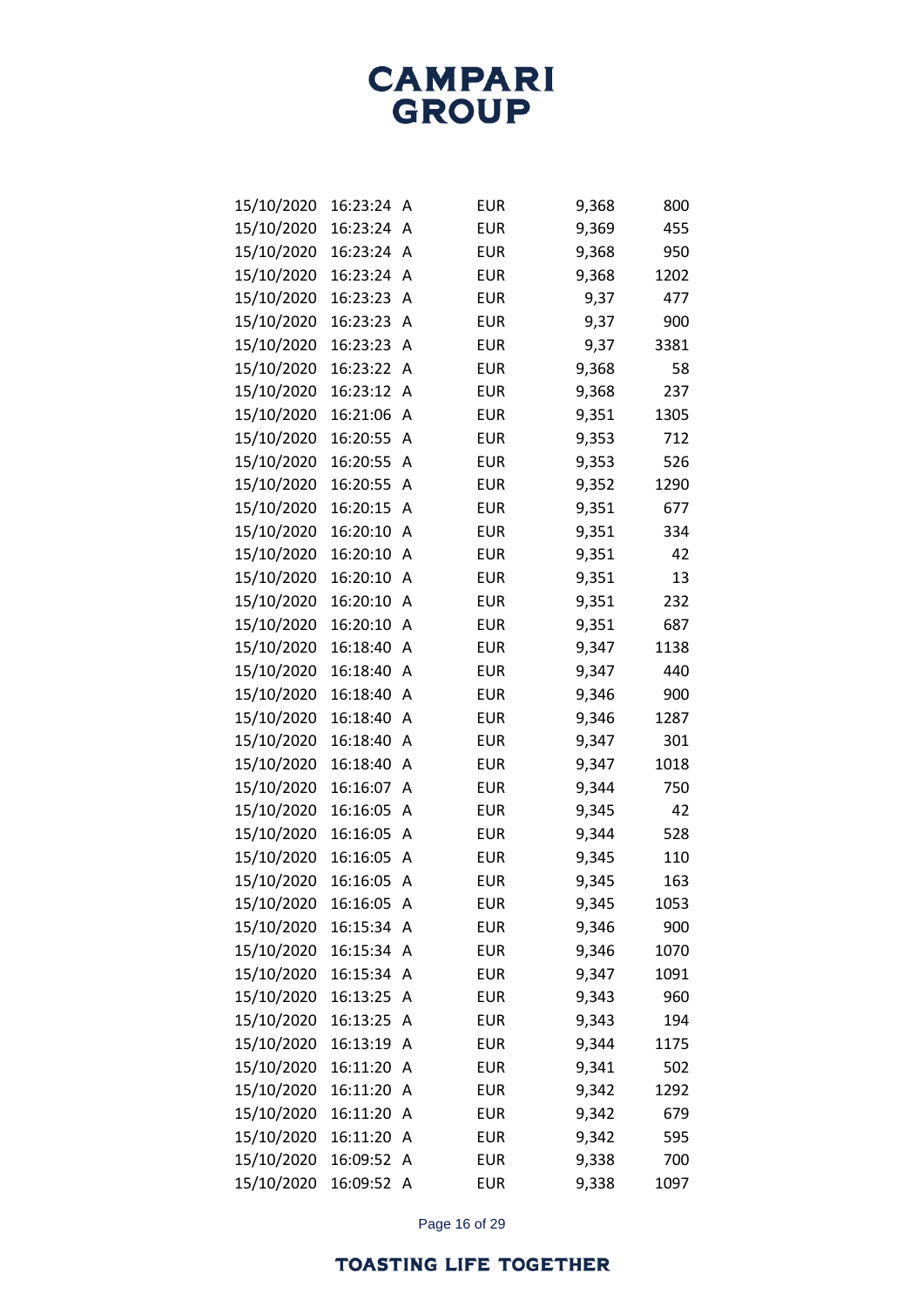| | | | | | |
|---|---|---|---|---|---|
| 15/10/2020 | 16:23:24 | A | EUR | 9,368 | 800 |
| 15/10/2020 | 16:23:24 | A | EUR | 9,369 | 455 |
| 15/10/2020 | 16:23:24 | A | EUR | 9,368 | 950 |
| 15/10/2020 | 16:23:24 | A | EUR | 9,368 | 1202 |
| 15/10/2020 | 16:23:23 | A | EUR | 9,37 | 477 |
| 15/10/2020 | 16:23:23 | A | EUR | 9,37 | 900 |
| 15/10/2020 | 16:23:23 | A | EUR | 9,37 | 3381 |
| 15/10/2020 | 16:23:22 | A | EUR | 9,368 | 58 |
| 15/10/2020 | 16:23:12 | A | EUR | 9,368 | 237 |
| 15/10/2020 | 16:21:06 | A | EUR | 9,351 | 1305 |
| 15/10/2020 | 16:20:55 | A | EUR | 9,353 | 712 |
| 15/10/2020 | 16:20:55 | A | EUR | 9,353 | 526 |
| 15/10/2020 | 16:20:55 | A | EUR | 9,352 | 1290 |
| 15/10/2020 | 16:20:15 | A | EUR | 9,351 | 677 |
| 15/10/2020 | 16:20:10 | A | EUR | 9,351 | 334 |
| 15/10/2020 | 16:20:10 | A | EUR | 9,351 | 42 |
| 15/10/2020 | 16:20:10 | A | EUR | 9,351 | 13 |
| 15/10/2020 | 16:20:10 | A | EUR | 9,351 | 232 |
| 15/10/2020 | 16:20:10 | A | EUR | 9,351 | 687 |
| 15/10/2020 | 16:18:40 | A | EUR | 9,347 | 1138 |
| 15/10/2020 | 16:18:40 | A | EUR | 9,347 | 440 |
| 15/10/2020 | 16:18:40 | A | EUR | 9,346 | 900 |
| 15/10/2020 | 16:18:40 | A | EUR | 9,346 | 1287 |
| 15/10/2020 | 16:18:40 | A | EUR | 9,347 | 301 |
| 15/10/2020 | 16:18:40 | A | EUR | 9,347 | 1018 |
| 15/10/2020 | 16:16:07 | A | EUR | 9,344 | 750 |
| 15/10/2020 | 16:16:05 | A | EUR | 9,345 | 42 |
| 15/10/2020 | 16:16:05 | A | EUR | 9,344 | 528 |
| 15/10/2020 | 16:16:05 | A | EUR | 9,345 | 110 |
| 15/10/2020 | 16:16:05 | A | EUR | 9,345 | 163 |
| 15/10/2020 | 16:16:05 | A | EUR | 9,345 | 1053 |
| 15/10/2020 | 16:15:34 | A | EUR | 9,346 | 900 |
| 15/10/2020 | 16:15:34 | A | EUR | 9,346 | 1070 |
| 15/10/2020 | 16:15:34 | A | EUR | 9,347 | 1091 |
| 15/10/2020 | 16:13:25 | A | EUR | 9,343 | 960 |
| 15/10/2020 | 16:13:25 | A | EUR | 9,343 | 194 |
| 15/10/2020 | 16:13:19 | A | EUR | 9,344 | 1175 |
| 15/10/2020 | 16:11:20 | A | EUR | 9,341 | 502 |
| 15/10/2020 | 16:11:20 | A | EUR | 9,342 | 1292 |
| 15/10/2020 | 16:11:20 | A | EUR | 9,342 | 679 |
| 15/10/2020 | 16:11:20 | A | EUR | 9,342 | 595 |
| 15/10/2020 | 16:09:52 | A | EUR | 9,338 | 700 |
| 15/10/2020 | 16:09:52 | A | EUR | 9,338 | 1097 |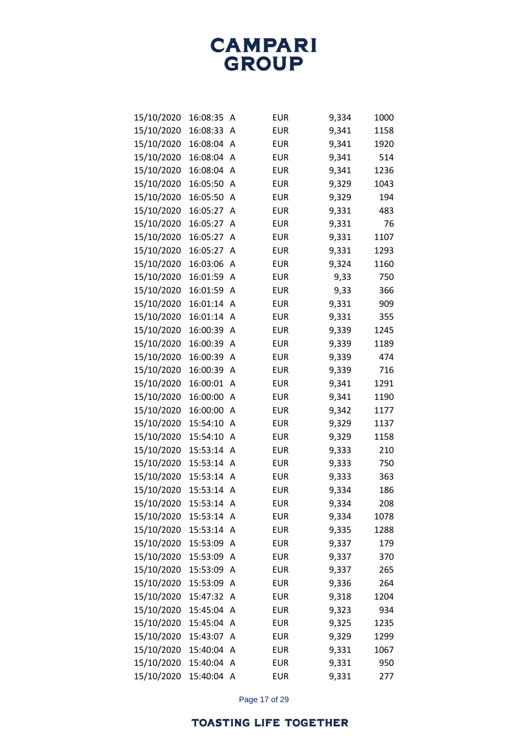| | | | | | |
|---|---|---|---|---|---|
| 15/10/2020 | 16:08:35 | A | EUR | 9,334 | 1000 |
| 15/10/2020 | 16:08:33 | A | EUR | 9,341 | 1158 |
| 15/10/2020 | 16:08:04 | A | EUR | 9,341 | 1920 |
| 15/10/2020 | 16:08:04 | A | EUR | 9,341 | 514 |
| 15/10/2020 | 16:08:04 | A | EUR | 9,341 | 1236 |
| 15/10/2020 | 16:05:50 | A | EUR | 9,329 | 1043 |
| 15/10/2020 | 16:05:50 | A | EUR | 9,329 | 194 |
| 15/10/2020 | 16:05:27 | A | EUR | 9,331 | 483 |
| 15/10/2020 | 16:05:27 | A | EUR | 9,331 | 76 |
| 15/10/2020 | 16:05:27 | A | EUR | 9,331 | 1107 |
| 15/10/2020 | 16:05:27 | A | EUR | 9,331 | 1293 |
| 15/10/2020 | 16:03:06 | A | EUR | 9,324 | 1160 |
| 15/10/2020 | 16:01:59 | A | EUR | 9,33 | 750 |
| 15/10/2020 | 16:01:59 | A | EUR | 9,33 | 366 |
| 15/10/2020 | 16:01:14 | A | EUR | 9,331 | 909 |
| 15/10/2020 | 16:01:14 | A | EUR | 9,331 | 355 |
| 15/10/2020 | 16:00:39 | A | EUR | 9,339 | 1245 |
| 15/10/2020 | 16:00:39 | A | EUR | 9,339 | 1189 |
| 15/10/2020 | 16:00:39 | A | EUR | 9,339 | 474 |
| 15/10/2020 | 16:00:39 | A | EUR | 9,339 | 716 |
| 15/10/2020 | 16:00:01 | A | EUR | 9,341 | 1291 |
| 15/10/2020 | 16:00:00 | A | EUR | 9,341 | 1190 |
| 15/10/2020 | 16:00:00 | A | EUR | 9,342 | 1177 |
| 15/10/2020 | 15:54:10 | A | EUR | 9,329 | 1137 |
| 15/10/2020 | 15:54:10 | A | EUR | 9,329 | 1158 |
| 15/10/2020 | 15:53:14 | A | EUR | 9,333 | 210 |
| 15/10/2020 | 15:53:14 | A | EUR | 9,333 | 750 |
| 15/10/2020 | 15:53:14 | A | EUR | 9,333 | 363 |
| 15/10/2020 | 15:53:14 | A | EUR | 9,334 | 186 |
| 15/10/2020 | 15:53:14 | A | EUR | 9,334 | 208 |
| 15/10/2020 | 15:53:14 | A | EUR | 9,334 | 1078 |
| 15/10/2020 | 15:53:14 | A | EUR | 9,335 | 1288 |
| 15/10/2020 | 15:53:09 | A | EUR | 9,337 | 179 |
| 15/10/2020 | 15:53:09 | A | EUR | 9,337 | 370 |
| 15/10/2020 | 15:53:09 | A | EUR | 9,337 | 265 |
| 15/10/2020 | 15:53:09 | A | EUR | 9,336 | 264 |
| 15/10/2020 | 15:47:32 | A | EUR | 9,318 | 1204 |
| 15/10/2020 | 15:45:04 | A | EUR | 9,323 | 934 |
| 15/10/2020 | 15:45:04 | A | EUR | 9,325 | 1235 |
| 15/10/2020 | 15:43:07 | A | EUR | 9,329 | 1299 |
| 15/10/2020 | 15:40:04 | A | EUR | 9,331 | 1067 |
| 15/10/2020 | 15:40:04 | A | EUR | 9,331 | 950 |
| 15/10/2020 | 15:40:04 | A | EUR | 9,331 | 277 |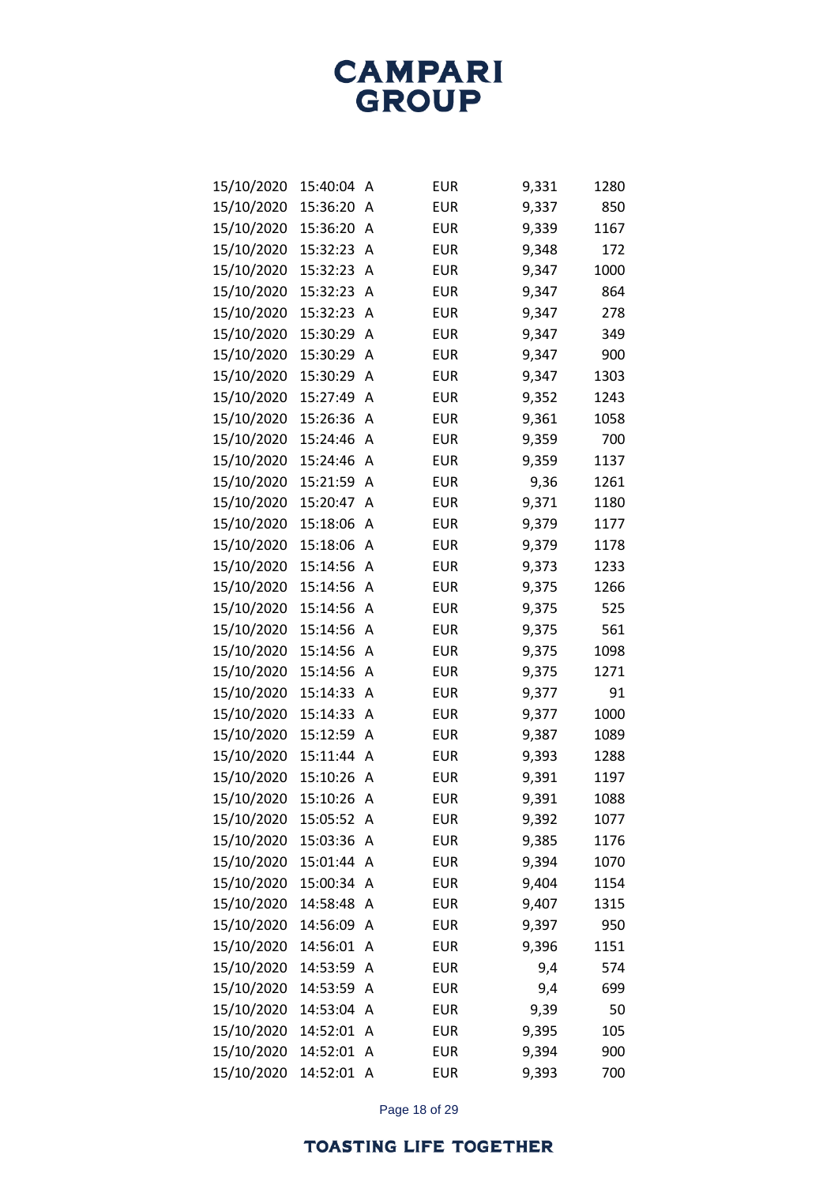| | | | | | |
|---|---|---|---|---|---|
| 15/10/2020 | 15:40:04 | A | EUR | 9,331 | 1280 |
| 15/10/2020 | 15:36:20 | A | EUR | 9,337 | 850 |
| 15/10/2020 | 15:36:20 | A | EUR | 9,339 | 1167 |
| 15/10/2020 | 15:32:23 | A | EUR | 9,348 | 172 |
| 15/10/2020 | 15:32:23 | A | EUR | 9,347 | 1000 |
| 15/10/2020 | 15:32:23 | A | EUR | 9,347 | 864 |
| 15/10/2020 | 15:32:23 | A | EUR | 9,347 | 278 |
| 15/10/2020 | 15:30:29 | A | EUR | 9,347 | 349 |
| 15/10/2020 | 15:30:29 | A | EUR | 9,347 | 900 |
| 15/10/2020 | 15:30:29 | A | EUR | 9,347 | 1303 |
| 15/10/2020 | 15:27:49 | A | EUR | 9,352 | 1243 |
| 15/10/2020 | 15:26:36 | A | EUR | 9,361 | 1058 |
| 15/10/2020 | 15:24:46 | A | EUR | 9,359 | 700 |
| 15/10/2020 | 15:24:46 | A | EUR | 9,359 | 1137 |
| 15/10/2020 | 15:21:59 | A | EUR | 9,36 | 1261 |
| 15/10/2020 | 15:20:47 | A | EUR | 9,371 | 1180 |
| 15/10/2020 | 15:18:06 | A | EUR | 9,379 | 1177 |
| 15/10/2020 | 15:18:06 | A | EUR | 9,379 | 1178 |
| 15/10/2020 | 15:14:56 | A | EUR | 9,373 | 1233 |
| 15/10/2020 | 15:14:56 | A | EUR | 9,375 | 1266 |
| 15/10/2020 | 15:14:56 | A | EUR | 9,375 | 525 |
| 15/10/2020 | 15:14:56 | A | EUR | 9,375 | 561 |
| 15/10/2020 | 15:14:56 | A | EUR | 9,375 | 1098 |
| 15/10/2020 | 15:14:56 | A | EUR | 9,375 | 1271 |
| 15/10/2020 | 15:14:33 | A | EUR | 9,377 | 91 |
| 15/10/2020 | 15:14:33 | A | EUR | 9,377 | 1000 |
| 15/10/2020 | 15:12:59 | A | EUR | 9,387 | 1089 |
| 15/10/2020 | 15:11:44 | A | EUR | 9,393 | 1288 |
| 15/10/2020 | 15:10:26 | A | EUR | 9,391 | 1197 |
| 15/10/2020 | 15:10:26 | A | EUR | 9,391 | 1088 |
| 15/10/2020 | 15:05:52 | A | EUR | 9,392 | 1077 |
| 15/10/2020 | 15:03:36 | A | EUR | 9,385 | 1176 |
| 15/10/2020 | 15:01:44 | A | EUR | 9,394 | 1070 |
| 15/10/2020 | 15:00:34 | A | EUR | 9,404 | 1154 |
| 15/10/2020 | 14:58:48 | A | EUR | 9,407 | 1315 |
| 15/10/2020 | 14:56:09 | A | EUR | 9,397 | 950 |
| 15/10/2020 | 14:56:01 | A | EUR | 9,396 | 1151 |
| 15/10/2020 | 14:53:59 | A | EUR | 9,4 | 574 |
| 15/10/2020 | 14:53:59 | A | EUR | 9,4 | 699 |
| 15/10/2020 | 14:53:04 | A | EUR | 9,39 | 50 |
| 15/10/2020 | 14:52:01 | A | EUR | 9,395 | 105 |
| 15/10/2020 | 14:52:01 | A | EUR | 9,394 | 900 |
| 15/10/2020 | 14:52:01 | A | EUR | 9,393 | 700 |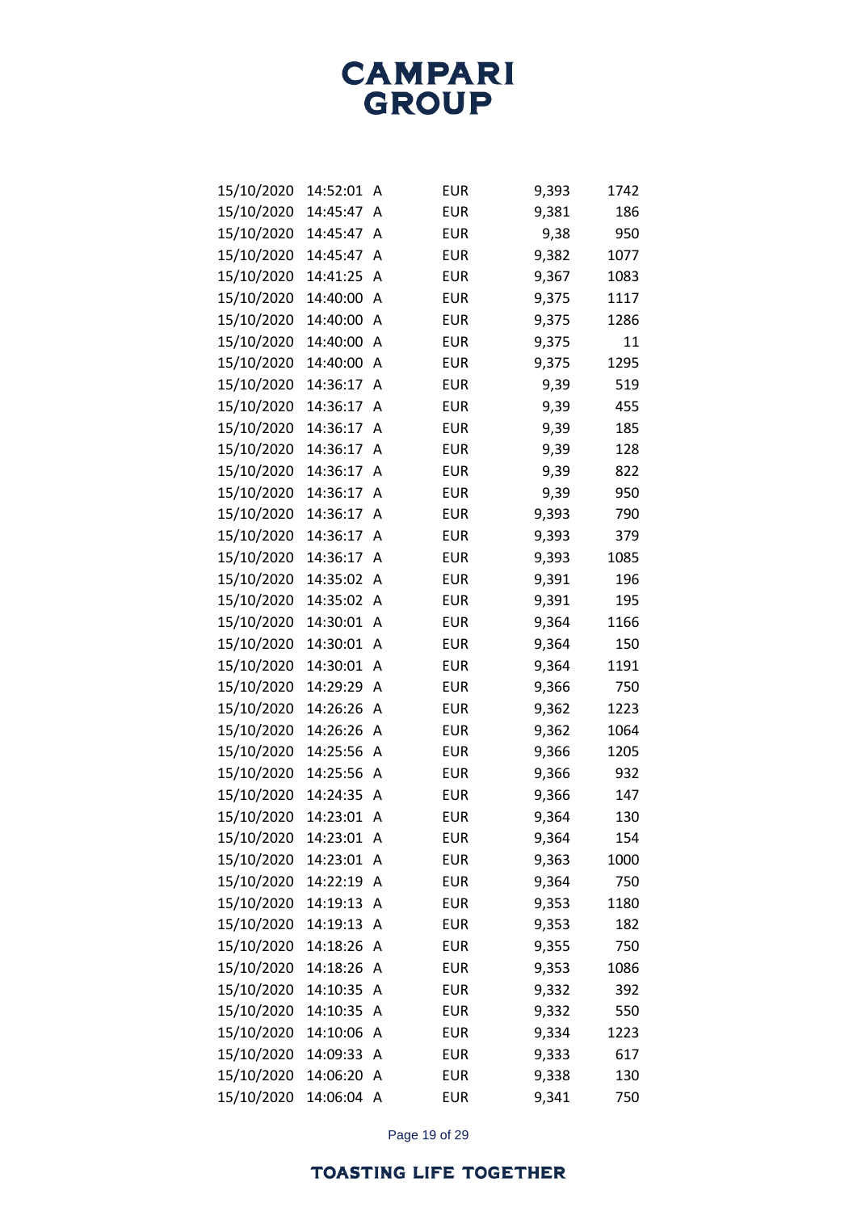| | | | | | |
|---|---|---|---|---|---|
| 15/10/2020 | 14:52:01 | A | EUR | 9,393 | 1742 |
| 15/10/2020 | 14:45:47 | A | EUR | 9,381 | 186 |
| 15/10/2020 | 14:45:47 | A | EUR | 9,38 | 950 |
| 15/10/2020 | 14:45:47 | A | EUR | 9,382 | 1077 |
| 15/10/2020 | 14:41:25 | A | EUR | 9,367 | 1083 |
| 15/10/2020 | 14:40:00 | A | EUR | 9,375 | 1117 |
| 15/10/2020 | 14:40:00 | A | EUR | 9,375 | 1286 |
| 15/10/2020 | 14:40:00 | A | EUR | 9,375 | 11 |
| 15/10/2020 | 14:40:00 | A | EUR | 9,375 | 1295 |
| 15/10/2020 | 14:36:17 | A | EUR | 9,39 | 519 |
| 15/10/2020 | 14:36:17 | A | EUR | 9,39 | 455 |
| 15/10/2020 | 14:36:17 | A | EUR | 9,39 | 185 |
| 15/10/2020 | 14:36:17 | A | EUR | 9,39 | 128 |
| 15/10/2020 | 14:36:17 | A | EUR | 9,39 | 822 |
| 15/10/2020 | 14:36:17 | A | EUR | 9,39 | 950 |
| 15/10/2020 | 14:36:17 | A | EUR | 9,393 | 790 |
| 15/10/2020 | 14:36:17 | A | EUR | 9,393 | 379 |
| 15/10/2020 | 14:36:17 | A | EUR | 9,393 | 1085 |
| 15/10/2020 | 14:35:02 | A | EUR | 9,391 | 196 |
| 15/10/2020 | 14:35:02 | A | EUR | 9,391 | 195 |
| 15/10/2020 | 14:30:01 | A | EUR | 9,364 | 1166 |
| 15/10/2020 | 14:30:01 | A | EUR | 9,364 | 150 |
| 15/10/2020 | 14:30:01 | A | EUR | 9,364 | 1191 |
| 15/10/2020 | 14:29:29 | A | EUR | 9,366 | 750 |
| 15/10/2020 | 14:26:26 | A | EUR | 9,362 | 1223 |
| 15/10/2020 | 14:26:26 | A | EUR | 9,362 | 1064 |
| 15/10/2020 | 14:25:56 | A | EUR | 9,366 | 1205 |
| 15/10/2020 | 14:25:56 | A | EUR | 9,366 | 932 |
| 15/10/2020 | 14:24:35 | A | EUR | 9,366 | 147 |
| 15/10/2020 | 14:23:01 | A | EUR | 9,364 | 130 |
| 15/10/2020 | 14:23:01 | A | EUR | 9,364 | 154 |
| 15/10/2020 | 14:23:01 | A | EUR | 9,363 | 1000 |
| 15/10/2020 | 14:22:19 | A | EUR | 9,364 | 750 |
| 15/10/2020 | 14:19:13 | A | EUR | 9,353 | 1180 |
| 15/10/2020 | 14:19:13 | A | EUR | 9,353 | 182 |
| 15/10/2020 | 14:18:26 | A | EUR | 9,355 | 750 |
| 15/10/2020 | 14:18:26 | A | EUR | 9,353 | 1086 |
| 15/10/2020 | 14:10:35 | A | EUR | 9,332 | 392 |
| 15/10/2020 | 14:10:35 | A | EUR | 9,332 | 550 |
| 15/10/2020 | 14:10:06 | A | EUR | 9,334 | 1223 |
| 15/10/2020 | 14:09:33 | A | EUR | 9,333 | 617 |
| 15/10/2020 | 14:06:20 | A | EUR | 9,338 | 130 |
| 15/10/2020 | 14:06:04 | A | EUR | 9,341 | 750 |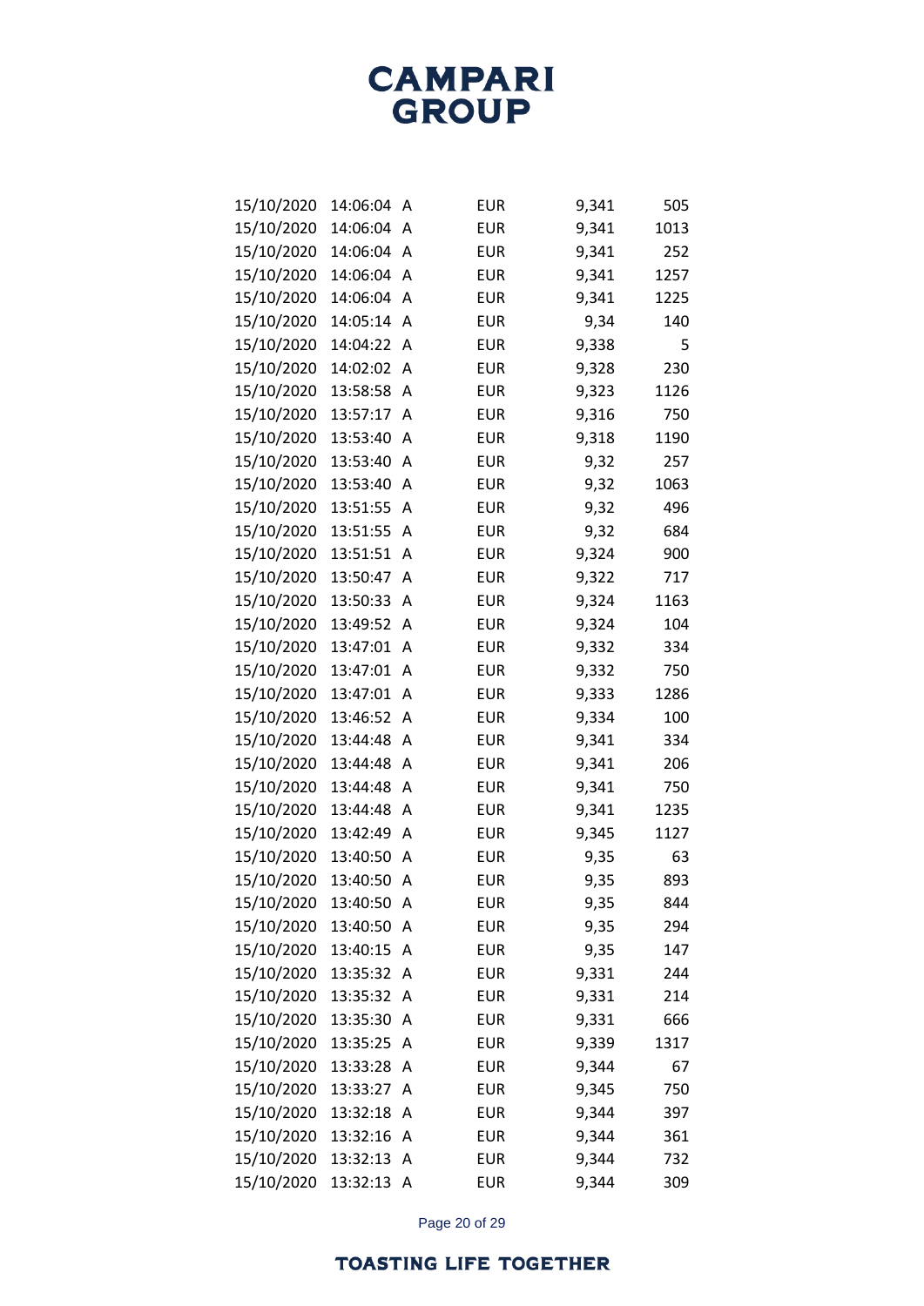| | | | | | |
|---|---|---|---|---|---|
| 15/10/2020 | 14:06:04 | A | EUR | 9,341 | 505 |
| 15/10/2020 | 14:06:04 | A | EUR | 9,341 | 1013 |
| 15/10/2020 | 14:06:04 | A | EUR | 9,341 | 252 |
| 15/10/2020 | 14:06:04 | A | EUR | 9,341 | 1257 |
| 15/10/2020 | 14:06:04 | A | EUR | 9,341 | 1225 |
| 15/10/2020 | 14:05:14 | A | EUR | 9,34 | 140 |
| 15/10/2020 | 14:04:22 | A | EUR | 9,338 | 5 |
| 15/10/2020 | 14:02:02 | A | EUR | 9,328 | 230 |
| 15/10/2020 | 13:58:58 | A | EUR | 9,323 | 1126 |
| 15/10/2020 | 13:57:17 | A | EUR | 9,316 | 750 |
| 15/10/2020 | 13:53:40 | A | EUR | 9,318 | 1190 |
| 15/10/2020 | 13:53:40 | A | EUR | 9,32 | 257 |
| 15/10/2020 | 13:53:40 | A | EUR | 9,32 | 1063 |
| 15/10/2020 | 13:51:55 | A | EUR | 9,32 | 496 |
| 15/10/2020 | 13:51:55 | A | EUR | 9,32 | 684 |
| 15/10/2020 | 13:51:51 | A | EUR | 9,324 | 900 |
| 15/10/2020 | 13:50:47 | A | EUR | 9,322 | 717 |
| 15/10/2020 | 13:50:33 | A | EUR | 9,324 | 1163 |
| 15/10/2020 | 13:49:52 | A | EUR | 9,324 | 104 |
| 15/10/2020 | 13:47:01 | A | EUR | 9,332 | 334 |
| 15/10/2020 | 13:47:01 | A | EUR | 9,332 | 750 |
| 15/10/2020 | 13:47:01 | A | EUR | 9,333 | 1286 |
| 15/10/2020 | 13:46:52 | A | EUR | 9,334 | 100 |
| 15/10/2020 | 13:44:48 | A | EUR | 9,341 | 334 |
| 15/10/2020 | 13:44:48 | A | EUR | 9,341 | 206 |
| 15/10/2020 | 13:44:48 | A | EUR | 9,341 | 750 |
| 15/10/2020 | 13:44:48 | A | EUR | 9,341 | 1235 |
| 15/10/2020 | 13:42:49 | A | EUR | 9,345 | 1127 |
| 15/10/2020 | 13:40:50 | A | EUR | 9,35 | 63 |
| 15/10/2020 | 13:40:50 | A | EUR | 9,35 | 893 |
| 15/10/2020 | 13:40:50 | A | EUR | 9,35 | 844 |
| 15/10/2020 | 13:40:50 | A | EUR | 9,35 | 294 |
| 15/10/2020 | 13:40:15 | A | EUR | 9,35 | 147 |
| 15/10/2020 | 13:35:32 | A | EUR | 9,331 | 244 |
| 15/10/2020 | 13:35:32 | A | EUR | 9,331 | 214 |
| 15/10/2020 | 13:35:30 | A | EUR | 9,331 | 666 |
| 15/10/2020 | 13:35:25 | A | EUR | 9,339 | 1317 |
| 15/10/2020 | 13:33:28 | A | EUR | 9,344 | 67 |
| 15/10/2020 | 13:33:27 | A | EUR | 9,345 | 750 |
| 15/10/2020 | 13:32:18 | A | EUR | 9,344 | 397 |
| 15/10/2020 | 13:32:16 | A | EUR | 9,344 | 361 |
| 15/10/2020 | 13:32:13 | A | EUR | 9,344 | 732 |
| 15/10/2020 | 13:32:13 | A | EUR | 9,344 | 309 |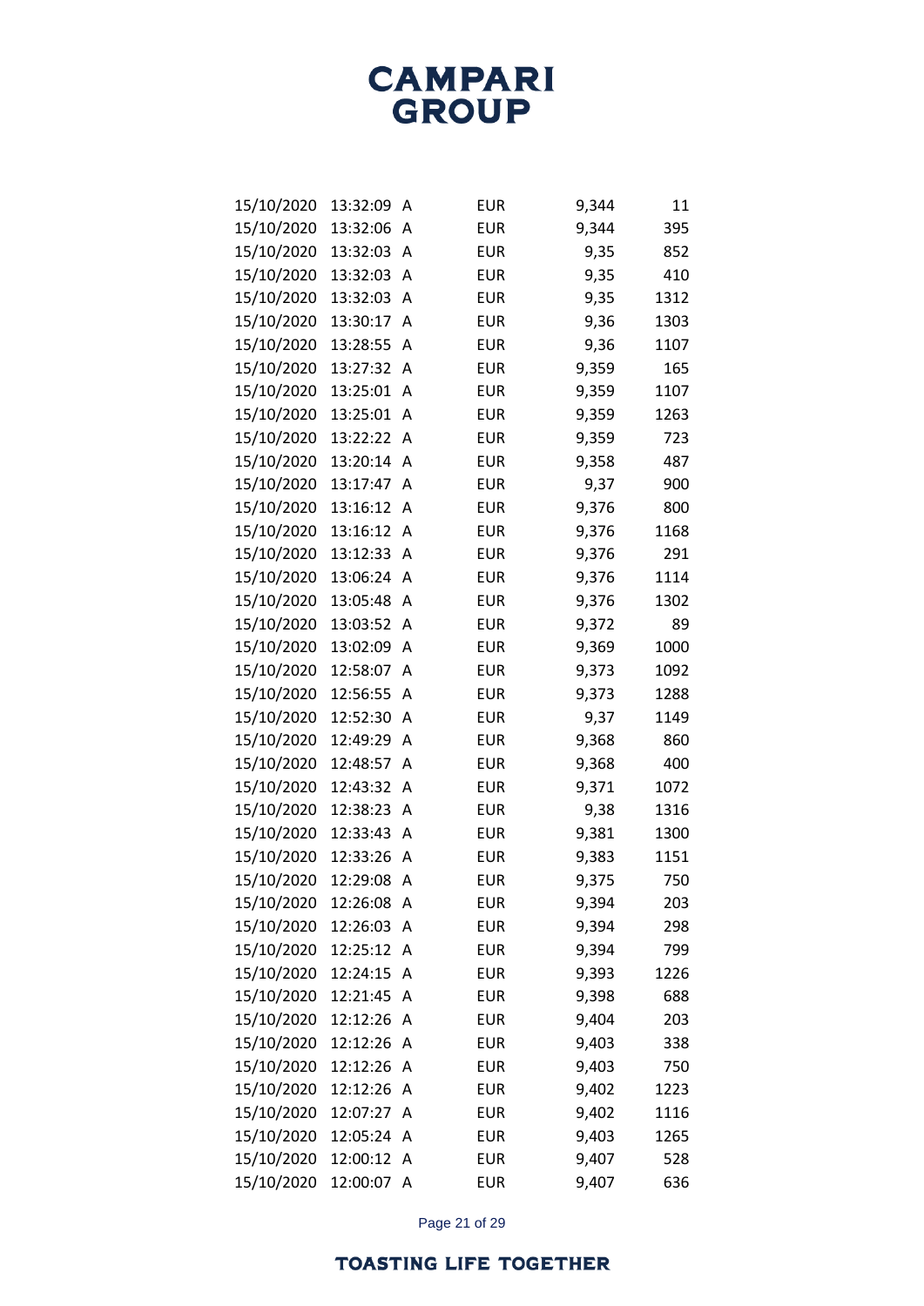| | | | | | |
|---|---|---|---|---|---|
| 15/10/2020 | 13:32:09 | A | EUR | 9,344 | 11 |
| 15/10/2020 | 13:32:06 | A | EUR | 9,344 | 395 |
| 15/10/2020 | 13:32:03 | A | EUR | 9,35 | 852 |
| 15/10/2020 | 13:32:03 | A | EUR | 9,35 | 410 |
| 15/10/2020 | 13:32:03 | A | EUR | 9,35 | 1312 |
| 15/10/2020 | 13:30:17 | A | EUR | 9,36 | 1303 |
| 15/10/2020 | 13:28:55 | A | EUR | 9,36 | 1107 |
| 15/10/2020 | 13:27:32 | A | EUR | 9,359 | 165 |
| 15/10/2020 | 13:25:01 | A | EUR | 9,359 | 1107 |
| 15/10/2020 | 13:25:01 | A | EUR | 9,359 | 1263 |
| 15/10/2020 | 13:22:22 | A | EUR | 9,359 | 723 |
| 15/10/2020 | 13:20:14 | A | EUR | 9,358 | 487 |
| 15/10/2020 | 13:17:47 | A | EUR | 9,37 | 900 |
| 15/10/2020 | 13:16:12 | A | EUR | 9,376 | 800 |
| 15/10/2020 | 13:16:12 | A | EUR | 9,376 | 1168 |
| 15/10/2020 | 13:12:33 | A | EUR | 9,376 | 291 |
| 15/10/2020 | 13:06:24 | A | EUR | 9,376 | 1114 |
| 15/10/2020 | 13:05:48 | A | EUR | 9,376 | 1302 |
| 15/10/2020 | 13:03:52 | A | EUR | 9,372 | 89 |
| 15/10/2020 | 13:02:09 | A | EUR | 9,369 | 1000 |
| 15/10/2020 | 12:58:07 | A | EUR | 9,373 | 1092 |
| 15/10/2020 | 12:56:55 | A | EUR | 9,373 | 1288 |
| 15/10/2020 | 12:52:30 | A | EUR | 9,37 | 1149 |
| 15/10/2020 | 12:49:29 | A | EUR | 9,368 | 860 |
| 15/10/2020 | 12:48:57 | A | EUR | 9,368 | 400 |
| 15/10/2020 | 12:43:32 | A | EUR | 9,371 | 1072 |
| 15/10/2020 | 12:38:23 | A | EUR | 9,38 | 1316 |
| 15/10/2020 | 12:33:43 | A | EUR | 9,381 | 1300 |
| 15/10/2020 | 12:33:26 | A | EUR | 9,383 | 1151 |
| 15/10/2020 | 12:29:08 | A | EUR | 9,375 | 750 |
| 15/10/2020 | 12:26:08 | A | EUR | 9,394 | 203 |
| 15/10/2020 | 12:26:03 | A | EUR | 9,394 | 298 |
| 15/10/2020 | 12:25:12 | A | EUR | 9,394 | 799 |
| 15/10/2020 | 12:24:15 | A | EUR | 9,393 | 1226 |
| 15/10/2020 | 12:21:45 | A | EUR | 9,398 | 688 |
| 15/10/2020 | 12:12:26 | A | EUR | 9,404 | 203 |
| 15/10/2020 | 12:12:26 | A | EUR | 9,403 | 338 |
| 15/10/2020 | 12:12:26 | A | EUR | 9,403 | 750 |
| 15/10/2020 | 12:12:26 | A | EUR | 9,402 | 1223 |
| 15/10/2020 | 12:07:27 | A | EUR | 9,402 | 1116 |
| 15/10/2020 | 12:05:24 | A | EUR | 9,403 | 1265 |
| 15/10/2020 | 12:00:12 | A | EUR | 9,407 | 528 |
| 15/10/2020 | 12:00:07 | A | EUR | 9,407 | 636 |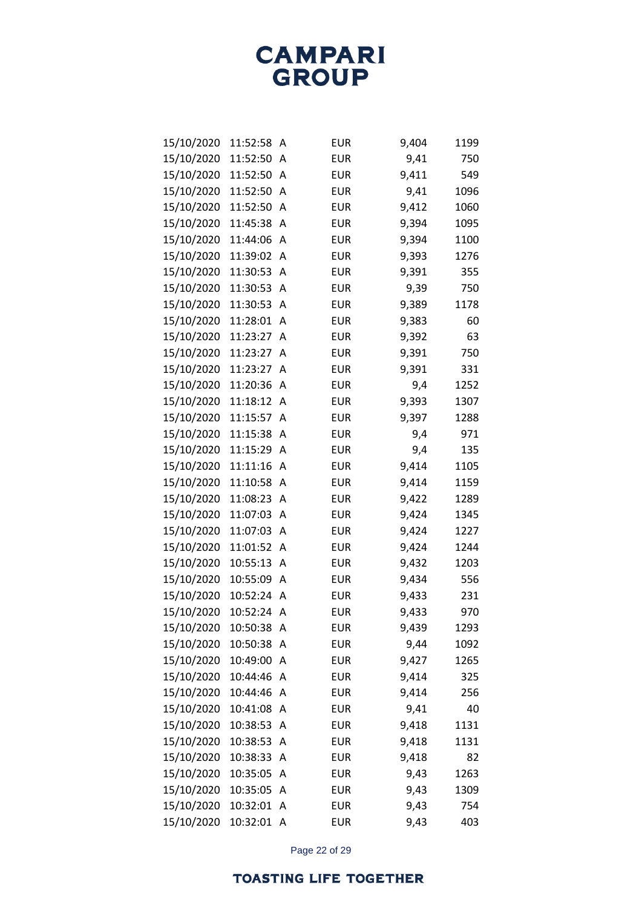| | | | | | |
|---|---|---|---|---|---|
| 15/10/2020 | 11:52:58 | A | EUR | 9,404 | 1199 |
| 15/10/2020 | 11:52:50 | A | EUR | 9,41 | 750 |
| 15/10/2020 | 11:52:50 | A | EUR | 9,411 | 549 |
| 15/10/2020 | 11:52:50 | A | EUR | 9,41 | 1096 |
| 15/10/2020 | 11:52:50 | A | EUR | 9,412 | 1060 |
| 15/10/2020 | 11:45:38 | A | EUR | 9,394 | 1095 |
| 15/10/2020 | 11:44:06 | A | EUR | 9,394 | 1100 |
| 15/10/2020 | 11:39:02 | A | EUR | 9,393 | 1276 |
| 15/10/2020 | 11:30:53 | A | EUR | 9,391 | 355 |
| 15/10/2020 | 11:30:53 | A | EUR | 9,39 | 750 |
| 15/10/2020 | 11:30:53 | A | EUR | 9,389 | 1178 |
| 15/10/2020 | 11:28:01 | A | EUR | 9,383 | 60 |
| 15/10/2020 | 11:23:27 | A | EUR | 9,392 | 63 |
| 15/10/2020 | 11:23:27 | A | EUR | 9,391 | 750 |
| 15/10/2020 | 11:23:27 | A | EUR | 9,391 | 331 |
| 15/10/2020 | 11:20:36 | A | EUR | 9,4 | 1252 |
| 15/10/2020 | 11:18:12 | A | EUR | 9,393 | 1307 |
| 15/10/2020 | 11:15:57 | A | EUR | 9,397 | 1288 |
| 15/10/2020 | 11:15:38 | A | EUR | 9,4 | 971 |
| 15/10/2020 | 11:15:29 | A | EUR | 9,4 | 135 |
| 15/10/2020 | 11:11:16 | A | EUR | 9,414 | 1105 |
| 15/10/2020 | 11:10:58 | A | EUR | 9,414 | 1159 |
| 15/10/2020 | 11:08:23 | A | EUR | 9,422 | 1289 |
| 15/10/2020 | 11:07:03 | A | EUR | 9,424 | 1345 |
| 15/10/2020 | 11:07:03 | A | EUR | 9,424 | 1227 |
| 15/10/2020 | 11:01:52 | A | EUR | 9,424 | 1244 |
| 15/10/2020 | 10:55:13 | A | EUR | 9,432 | 1203 |
| 15/10/2020 | 10:55:09 | A | EUR | 9,434 | 556 |
| 15/10/2020 | 10:52:24 | A | EUR | 9,433 | 231 |
| 15/10/2020 | 10:52:24 | A | EUR | 9,433 | 970 |
| 15/10/2020 | 10:50:38 | A | EUR | 9,439 | 1293 |
| 15/10/2020 | 10:50:38 | A | EUR | 9,44 | 1092 |
| 15/10/2020 | 10:49:00 | A | EUR | 9,427 | 1265 |
| 15/10/2020 | 10:44:46 | A | EUR | 9,414 | 325 |
| 15/10/2020 | 10:44:46 | A | EUR | 9,414 | 256 |
| 15/10/2020 | 10:41:08 | A | EUR | 9,41 | 40 |
| 15/10/2020 | 10:38:53 | A | EUR | 9,418 | 1131 |
| 15/10/2020 | 10:38:53 | A | EUR | 9,418 | 1131 |
| 15/10/2020 | 10:38:33 | A | EUR | 9,418 | 82 |
| 15/10/2020 | 10:35:05 | A | EUR | 9,43 | 1263 |
| 15/10/2020 | 10:35:05 | A | EUR | 9,43 | 1309 |
| 15/10/2020 | 10:32:01 | A | EUR | 9,43 | 754 |
| 15/10/2020 | 10:32:01 | A | EUR | 9,43 | 403 |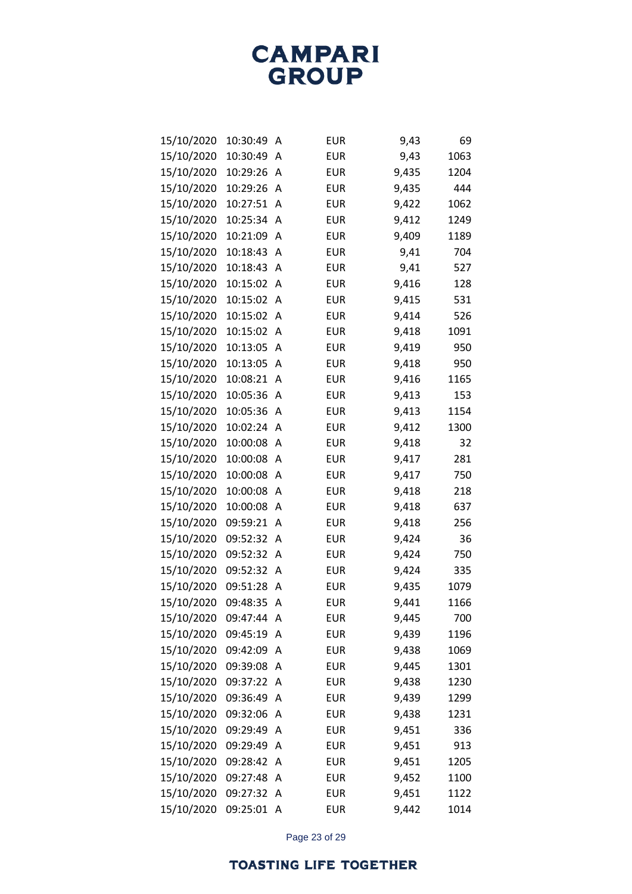| | | | | | |
|---|---|---|---|---|---|
| 15/10/2020 | 10:30:49 | A | EUR | 9,43 | 69 |
| 15/10/2020 | 10:30:49 | A | EUR | 9,43 | 1063 |
| 15/10/2020 | 10:29:26 | A | EUR | 9,435 | 1204 |
| 15/10/2020 | 10:29:26 | A | EUR | 9,435 | 444 |
| 15/10/2020 | 10:27:51 | A | EUR | 9,422 | 1062 |
| 15/10/2020 | 10:25:34 | A | EUR | 9,412 | 1249 |
| 15/10/2020 | 10:21:09 | A | EUR | 9,409 | 1189 |
| 15/10/2020 | 10:18:43 | A | EUR | 9,41 | 704 |
| 15/10/2020 | 10:18:43 | A | EUR | 9,41 | 527 |
| 15/10/2020 | 10:15:02 | A | EUR | 9,416 | 128 |
| 15/10/2020 | 10:15:02 | A | EUR | 9,415 | 531 |
| 15/10/2020 | 10:15:02 | A | EUR | 9,414 | 526 |
| 15/10/2020 | 10:15:02 | A | EUR | 9,418 | 1091 |
| 15/10/2020 | 10:13:05 | A | EUR | 9,419 | 950 |
| 15/10/2020 | 10:13:05 | A | EUR | 9,418 | 950 |
| 15/10/2020 | 10:08:21 | A | EUR | 9,416 | 1165 |
| 15/10/2020 | 10:05:36 | A | EUR | 9,413 | 153 |
| 15/10/2020 | 10:05:36 | A | EUR | 9,413 | 1154 |
| 15/10/2020 | 10:02:24 | A | EUR | 9,412 | 1300 |
| 15/10/2020 | 10:00:08 | A | EUR | 9,418 | 32 |
| 15/10/2020 | 10:00:08 | A | EUR | 9,417 | 281 |
| 15/10/2020 | 10:00:08 | A | EUR | 9,417 | 750 |
| 15/10/2020 | 10:00:08 | A | EUR | 9,418 | 218 |
| 15/10/2020 | 10:00:08 | A | EUR | 9,418 | 637 |
| 15/10/2020 | 09:59:21 | A | EUR | 9,418 | 256 |
| 15/10/2020 | 09:52:32 | A | EUR | 9,424 | 36 |
| 15/10/2020 | 09:52:32 | A | EUR | 9,424 | 750 |
| 15/10/2020 | 09:52:32 | A | EUR | 9,424 | 335 |
| 15/10/2020 | 09:51:28 | A | EUR | 9,435 | 1079 |
| 15/10/2020 | 09:48:35 | A | EUR | 9,441 | 1166 |
| 15/10/2020 | 09:47:44 | A | EUR | 9,445 | 700 |
| 15/10/2020 | 09:45:19 | A | EUR | 9,439 | 1196 |
| 15/10/2020 | 09:42:09 | A | EUR | 9,438 | 1069 |
| 15/10/2020 | 09:39:08 | A | EUR | 9,445 | 1301 |
| 15/10/2020 | 09:37:22 | A | EUR | 9,438 | 1230 |
| 15/10/2020 | 09:36:49 | A | EUR | 9,439 | 1299 |
| 15/10/2020 | 09:32:06 | A | EUR | 9,438 | 1231 |
| 15/10/2020 | 09:29:49 | A | EUR | 9,451 | 336 |
| 15/10/2020 | 09:29:49 | A | EUR | 9,451 | 913 |
| 15/10/2020 | 09:28:42 | A | EUR | 9,451 | 1205 |
| 15/10/2020 | 09:27:48 | A | EUR | 9,452 | 1100 |
| 15/10/2020 | 09:27:32 | A | EUR | 9,451 | 1122 |
| 15/10/2020 | 09:25:01 | A | EUR | 9,442 | 1014 |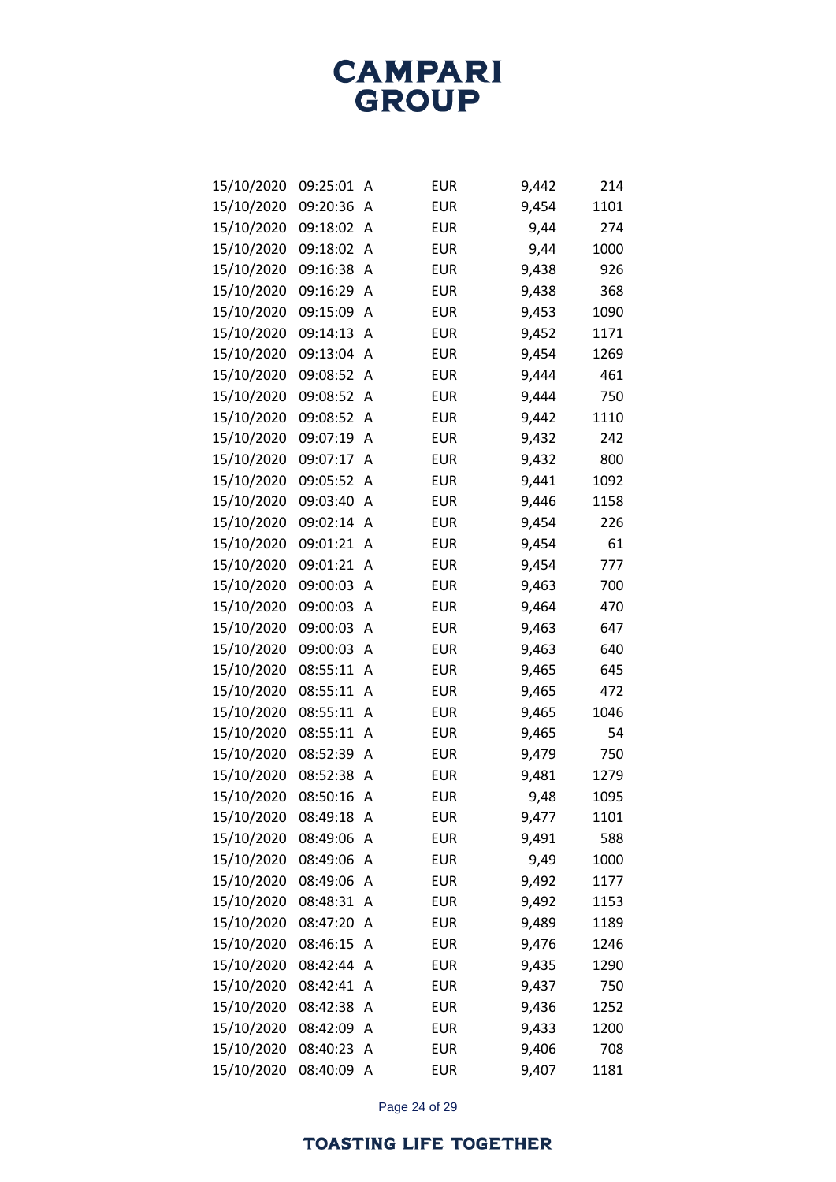| | | | | | |
|---|---|---|---|---|---|
| 15/10/2020 | 09:25:01 | A | EUR | 9,442 | 214 |
| 15/10/2020 | 09:20:36 | A | EUR | 9,454 | 1101 |
| 15/10/2020 | 09:18:02 | A | EUR | 9,44 | 274 |
| 15/10/2020 | 09:18:02 | A | EUR | 9,44 | 1000 |
| 15/10/2020 | 09:16:38 | A | EUR | 9,438 | 926 |
| 15/10/2020 | 09:16:29 | A | EUR | 9,438 | 368 |
| 15/10/2020 | 09:15:09 | A | EUR | 9,453 | 1090 |
| 15/10/2020 | 09:14:13 | A | EUR | 9,452 | 1171 |
| 15/10/2020 | 09:13:04 | A | EUR | 9,454 | 1269 |
| 15/10/2020 | 09:08:52 | A | EUR | 9,444 | 461 |
| 15/10/2020 | 09:08:52 | A | EUR | 9,444 | 750 |
| 15/10/2020 | 09:08:52 | A | EUR | 9,442 | 1110 |
| 15/10/2020 | 09:07:19 | A | EUR | 9,432 | 242 |
| 15/10/2020 | 09:07:17 | A | EUR | 9,432 | 800 |
| 15/10/2020 | 09:05:52 | A | EUR | 9,441 | 1092 |
| 15/10/2020 | 09:03:40 | A | EUR | 9,446 | 1158 |
| 15/10/2020 | 09:02:14 | A | EUR | 9,454 | 226 |
| 15/10/2020 | 09:01:21 | A | EUR | 9,454 | 61 |
| 15/10/2020 | 09:01:21 | A | EUR | 9,454 | 777 |
| 15/10/2020 | 09:00:03 | A | EUR | 9,463 | 700 |
| 15/10/2020 | 09:00:03 | A | EUR | 9,464 | 470 |
| 15/10/2020 | 09:00:03 | A | EUR | 9,463 | 647 |
| 15/10/2020 | 09:00:03 | A | EUR | 9,463 | 640 |
| 15/10/2020 | 08:55:11 | A | EUR | 9,465 | 645 |
| 15/10/2020 | 08:55:11 | A | EUR | 9,465 | 472 |
| 15/10/2020 | 08:55:11 | A | EUR | 9,465 | 1046 |
| 15/10/2020 | 08:55:11 | A | EUR | 9,465 | 54 |
| 15/10/2020 | 08:52:39 | A | EUR | 9,479 | 750 |
| 15/10/2020 | 08:52:38 | A | EUR | 9,481 | 1279 |
| 15/10/2020 | 08:50:16 | A | EUR | 9,48 | 1095 |
| 15/10/2020 | 08:49:18 | A | EUR | 9,477 | 1101 |
| 15/10/2020 | 08:49:06 | A | EUR | 9,491 | 588 |
| 15/10/2020 | 08:49:06 | A | EUR | 9,49 | 1000 |
| 15/10/2020 | 08:49:06 | A | EUR | 9,492 | 1177 |
| 15/10/2020 | 08:48:31 | A | EUR | 9,492 | 1153 |
| 15/10/2020 | 08:47:20 | A | EUR | 9,489 | 1189 |
| 15/10/2020 | 08:46:15 | A | EUR | 9,476 | 1246 |
| 15/10/2020 | 08:42:44 | A | EUR | 9,435 | 1290 |
| 15/10/2020 | 08:42:41 | A | EUR | 9,437 | 750 |
| 15/10/2020 | 08:42:38 | A | EUR | 9,436 | 1252 |
| 15/10/2020 | 08:42:09 | A | EUR | 9,433 | 1200 |
| 15/10/2020 | 08:40:23 | A | EUR | 9,406 | 708 |
| 15/10/2020 | 08:40:09 | A | EUR | 9,407 | 1181 |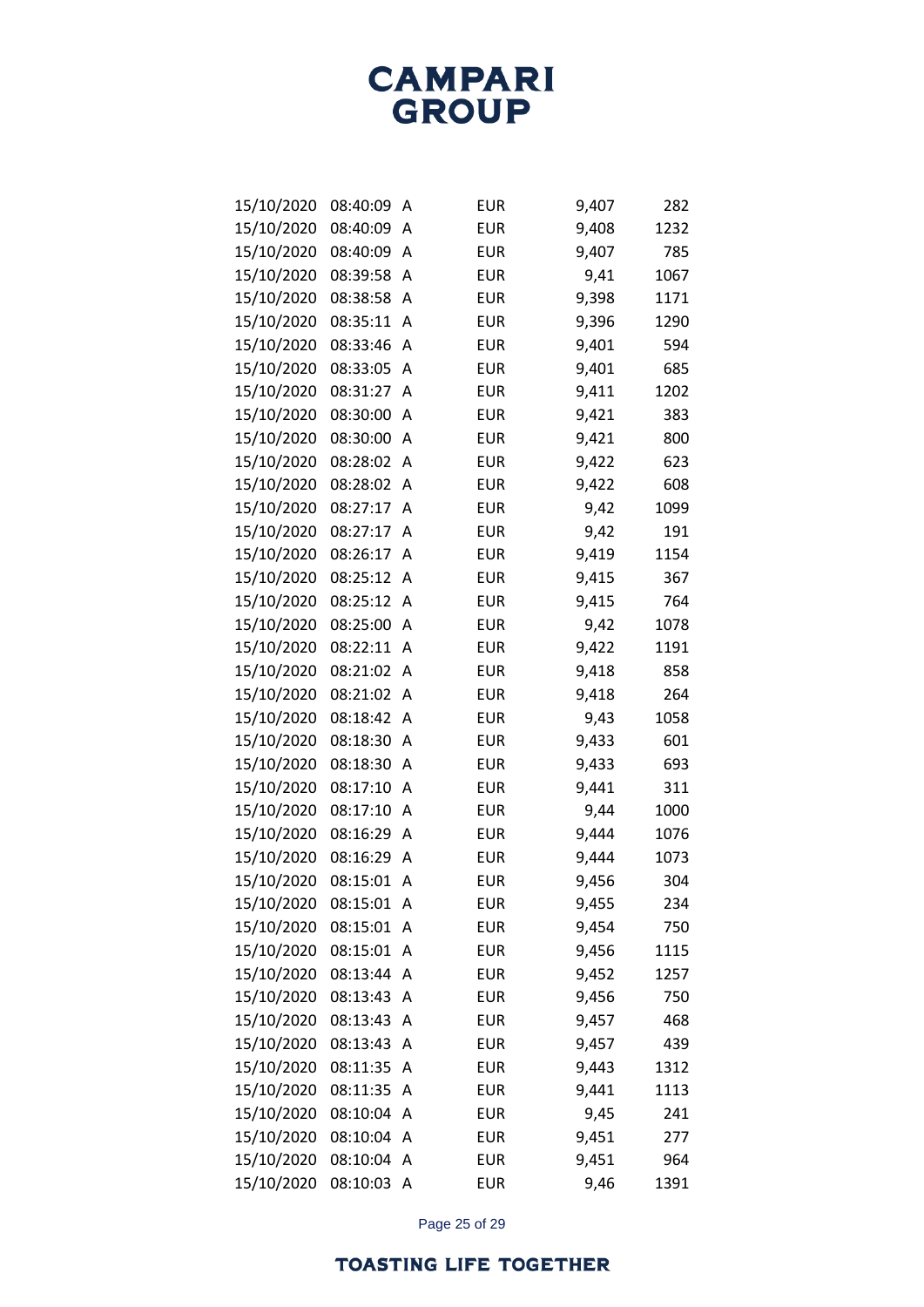| | | | | | |
|---|---|---|---|---|---|
| 15/10/2020 | 08:40:09 | A | EUR | 9,407 | 282 |
| 15/10/2020 | 08:40:09 | A | EUR | 9,408 | 1232 |
| 15/10/2020 | 08:40:09 | A | EUR | 9,407 | 785 |
| 15/10/2020 | 08:39:58 | A | EUR | 9,41 | 1067 |
| 15/10/2020 | 08:38:58 | A | EUR | 9,398 | 1171 |
| 15/10/2020 | 08:35:11 | A | EUR | 9,396 | 1290 |
| 15/10/2020 | 08:33:46 | A | EUR | 9,401 | 594 |
| 15/10/2020 | 08:33:05 | A | EUR | 9,401 | 685 |
| 15/10/2020 | 08:31:27 | A | EUR | 9,411 | 1202 |
| 15/10/2020 | 08:30:00 | A | EUR | 9,421 | 383 |
| 15/10/2020 | 08:30:00 | A | EUR | 9,421 | 800 |
| 15/10/2020 | 08:28:02 | A | EUR | 9,422 | 623 |
| 15/10/2020 | 08:28:02 | A | EUR | 9,422 | 608 |
| 15/10/2020 | 08:27:17 | A | EUR | 9,42 | 1099 |
| 15/10/2020 | 08:27:17 | A | EUR | 9,42 | 191 |
| 15/10/2020 | 08:26:17 | A | EUR | 9,419 | 1154 |
| 15/10/2020 | 08:25:12 | A | EUR | 9,415 | 367 |
| 15/10/2020 | 08:25:12 | A | EUR | 9,415 | 764 |
| 15/10/2020 | 08:25:00 | A | EUR | 9,42 | 1078 |
| 15/10/2020 | 08:22:11 | A | EUR | 9,422 | 1191 |
| 15/10/2020 | 08:21:02 | A | EUR | 9,418 | 858 |
| 15/10/2020 | 08:21:02 | A | EUR | 9,418 | 264 |
| 15/10/2020 | 08:18:42 | A | EUR | 9,43 | 1058 |
| 15/10/2020 | 08:18:30 | A | EUR | 9,433 | 601 |
| 15/10/2020 | 08:18:30 | A | EUR | 9,433 | 693 |
| 15/10/2020 | 08:17:10 | A | EUR | 9,441 | 311 |
| 15/10/2020 | 08:17:10 | A | EUR | 9,44 | 1000 |
| 15/10/2020 | 08:16:29 | A | EUR | 9,444 | 1076 |
| 15/10/2020 | 08:16:29 | A | EUR | 9,444 | 1073 |
| 15/10/2020 | 08:15:01 | A | EUR | 9,456 | 304 |
| 15/10/2020 | 08:15:01 | A | EUR | 9,455 | 234 |
| 15/10/2020 | 08:15:01 | A | EUR | 9,454 | 750 |
| 15/10/2020 | 08:15:01 | A | EUR | 9,456 | 1115 |
| 15/10/2020 | 08:13:44 | A | EUR | 9,452 | 1257 |
| 15/10/2020 | 08:13:43 | A | EUR | 9,456 | 750 |
| 15/10/2020 | 08:13:43 | A | EUR | 9,457 | 468 |
| 15/10/2020 | 08:13:43 | A | EUR | 9,457 | 439 |
| 15/10/2020 | 08:11:35 | A | EUR | 9,443 | 1312 |
| 15/10/2020 | 08:11:35 | A | EUR | 9,441 | 1113 |
| 15/10/2020 | 08:10:04 | A | EUR | 9,45 | 241 |
| 15/10/2020 | 08:10:04 | A | EUR | 9,451 | 277 |
| 15/10/2020 | 08:10:04 | A | EUR | 9,451 | 964 |
| 15/10/2020 | 08:10:03 | A | EUR | 9,46 | 1391 |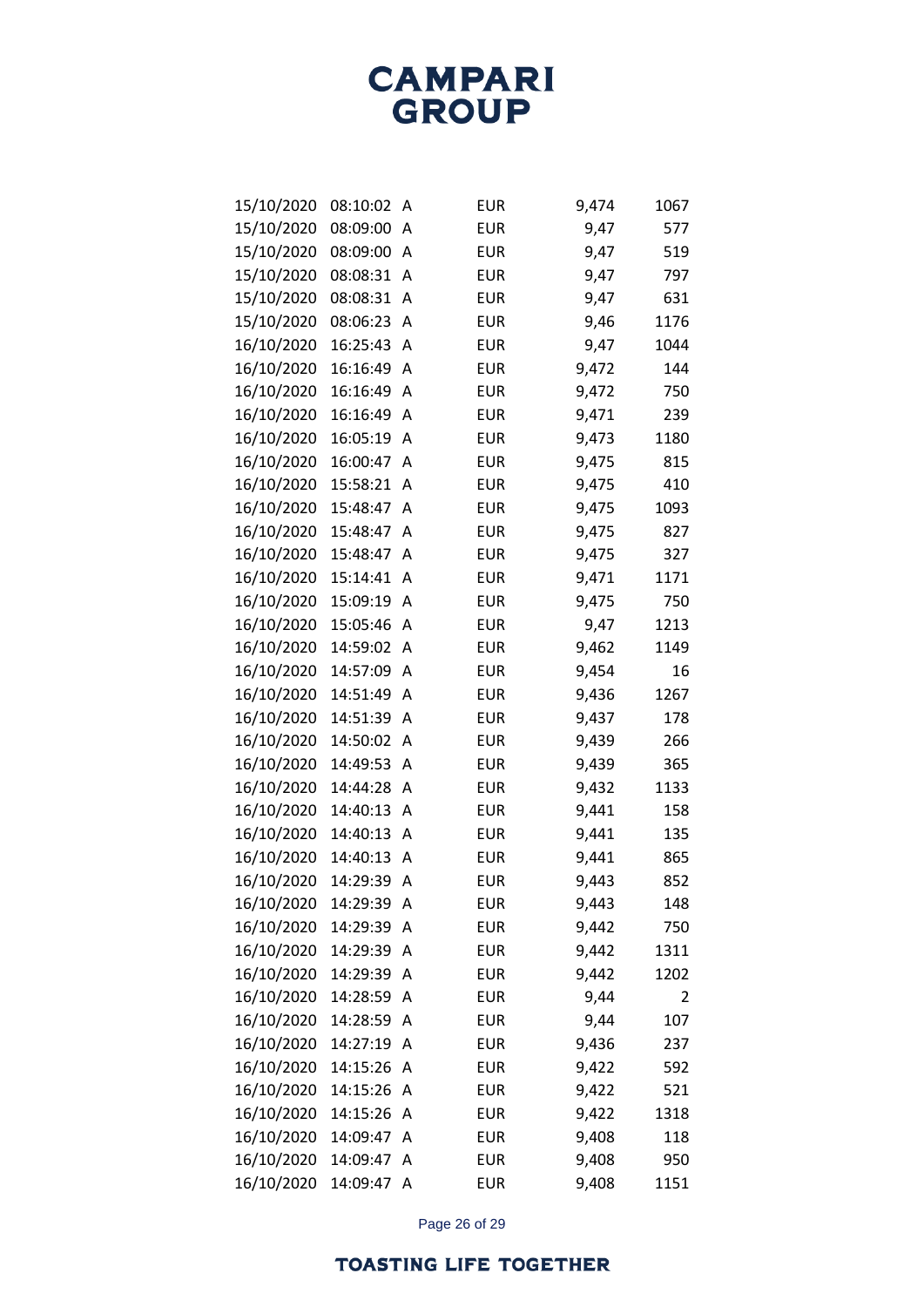| | | | | | |
|---|---|---|---|---|---|
| 15/10/2020 | 08:10:02 | A | EUR | 9,474 | 1067 |
| 15/10/2020 | 08:09:00 | A | EUR | 9,47 | 577 |
| 15/10/2020 | 08:09:00 | A | EUR | 9,47 | 519 |
| 15/10/2020 | 08:08:31 | A | EUR | 9,47 | 797 |
| 15/10/2020 | 08:08:31 | A | EUR | 9,47 | 631 |
| 15/10/2020 | 08:06:23 | A | EUR | 9,46 | 1176 |
| 16/10/2020 | 16:25:43 | A | EUR | 9,47 | 1044 |
| 16/10/2020 | 16:16:49 | A | EUR | 9,472 | 144 |
| 16/10/2020 | 16:16:49 | A | EUR | 9,472 | 750 |
| 16/10/2020 | 16:16:49 | A | EUR | 9,471 | 239 |
| 16/10/2020 | 16:05:19 | A | EUR | 9,473 | 1180 |
| 16/10/2020 | 16:00:47 | A | EUR | 9,475 | 815 |
| 16/10/2020 | 15:58:21 | A | EUR | 9,475 | 410 |
| 16/10/2020 | 15:48:47 | A | EUR | 9,475 | 1093 |
| 16/10/2020 | 15:48:47 | A | EUR | 9,475 | 827 |
| 16/10/2020 | 15:48:47 | A | EUR | 9,475 | 327 |
| 16/10/2020 | 15:14:41 | A | EUR | 9,471 | 1171 |
| 16/10/2020 | 15:09:19 | A | EUR | 9,475 | 750 |
| 16/10/2020 | 15:05:46 | A | EUR | 9,47 | 1213 |
| 16/10/2020 | 14:59:02 | A | EUR | 9,462 | 1149 |
| 16/10/2020 | 14:57:09 | A | EUR | 9,454 | 16 |
| 16/10/2020 | 14:51:49 | A | EUR | 9,436 | 1267 |
| 16/10/2020 | 14:51:39 | A | EUR | 9,437 | 178 |
| 16/10/2020 | 14:50:02 | A | EUR | 9,439 | 266 |
| 16/10/2020 | 14:49:53 | A | EUR | 9,439 | 365 |
| 16/10/2020 | 14:44:28 | A | EUR | 9,432 | 1133 |
| 16/10/2020 | 14:40:13 | A | EUR | 9,441 | 158 |
| 16/10/2020 | 14:40:13 | A | EUR | 9,441 | 135 |
| 16/10/2020 | 14:40:13 | A | EUR | 9,441 | 865 |
| 16/10/2020 | 14:29:39 | A | EUR | 9,443 | 852 |
| 16/10/2020 | 14:29:39 | A | EUR | 9,443 | 148 |
| 16/10/2020 | 14:29:39 | A | EUR | 9,442 | 750 |
| 16/10/2020 | 14:29:39 | A | EUR | 9,442 | 1311 |
| 16/10/2020 | 14:29:39 | A | EUR | 9,442 | 1202 |
| 16/10/2020 | 14:28:59 | A | EUR | 9,44 | 2 |
| 16/10/2020 | 14:28:59 | A | EUR | 9,44 | 107 |
| 16/10/2020 | 14:27:19 | A | EUR | 9,436 | 237 |
| 16/10/2020 | 14:15:26 | A | EUR | 9,422 | 592 |
| 16/10/2020 | 14:15:26 | A | EUR | 9,422 | 521 |
| 16/10/2020 | 14:15:26 | A | EUR | 9,422 | 1318 |
| 16/10/2020 | 14:09:47 | A | EUR | 9,408 | 118 |
| 16/10/2020 | 14:09:47 | A | EUR | 9,408 | 950 |
| 16/10/2020 | 14:09:47 | A | EUR | 9,408 | 1151 |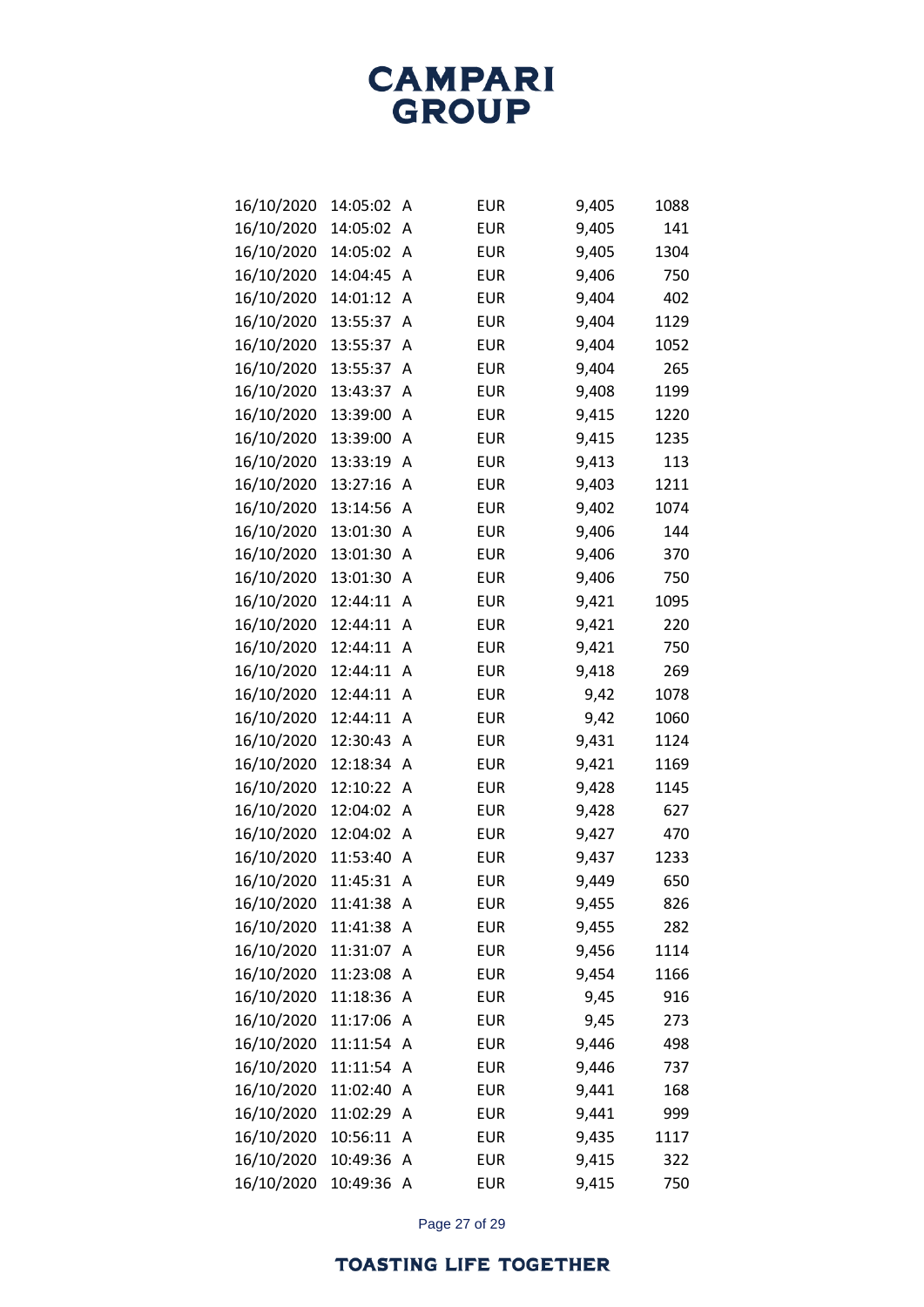# CAMPARI GROUP

| | | | | | |
|---|---|---|---|---|---|
| 16/10/2020 | 14:05:02 | A | EUR | 9,405 | 1088 |
| 16/10/2020 | 14:05:02 | A | EUR | 9,405 | 141 |
| 16/10/2020 | 14:05:02 | A | EUR | 9,405 | 1304 |
| 16/10/2020 | 14:04:45 | A | EUR | 9,406 | 750 |
| 16/10/2020 | 14:01:12 | A | EUR | 9,404 | 402 |
| 16/10/2020 | 13:55:37 | A | EUR | 9,404 | 1129 |
| 16/10/2020 | 13:55:37 | A | EUR | 9,404 | 1052 |
| 16/10/2020 | 13:55:37 | A | EUR | 9,404 | 265 |
| 16/10/2020 | 13:43:37 | A | EUR | 9,408 | 1199 |
| 16/10/2020 | 13:39:00 | A | EUR | 9,415 | 1220 |
| 16/10/2020 | 13:39:00 | A | EUR | 9,415 | 1235 |
| 16/10/2020 | 13:33:19 | A | EUR | 9,413 | 113 |
| 16/10/2020 | 13:27:16 | A | EUR | 9,403 | 1211 |
| 16/10/2020 | 13:14:56 | A | EUR | 9,402 | 1074 |
| 16/10/2020 | 13:01:30 | A | EUR | 9,406 | 144 |
| 16/10/2020 | 13:01:30 | A | EUR | 9,406 | 370 |
| 16/10/2020 | 13:01:30 | A | EUR | 9,406 | 750 |
| 16/10/2020 | 12:44:11 | A | EUR | 9,421 | 1095 |
| 16/10/2020 | 12:44:11 | A | EUR | 9,421 | 220 |
| 16/10/2020 | 12:44:11 | A | EUR | 9,421 | 750 |
| 16/10/2020 | 12:44:11 | A | EUR | 9,418 | 269 |
| 16/10/2020 | 12:44:11 | A | EUR | 9,42 | 1078 |
| 16/10/2020 | 12:44:11 | A | EUR | 9,42 | 1060 |
| 16/10/2020 | 12:30:43 | A | EUR | 9,431 | 1124 |
| 16/10/2020 | 12:18:34 | A | EUR | 9,421 | 1169 |
| 16/10/2020 | 12:10:22 | A | EUR | 9,428 | 1145 |
| 16/10/2020 | 12:04:02 | A | EUR | 9,428 | 627 |
| 16/10/2020 | 12:04:02 | A | EUR | 9,427 | 470 |
| 16/10/2020 | 11:53:40 | A | EUR | 9,437 | 1233 |
| 16/10/2020 | 11:45:31 | A | EUR | 9,449 | 650 |
| 16/10/2020 | 11:41:38 | A | EUR | 9,455 | 826 |
| 16/10/2020 | 11:41:38 | A | EUR | 9,455 | 282 |
| 16/10/2020 | 11:31:07 | A | EUR | 9,456 | 1114 |
| 16/10/2020 | 11:23:08 | A | EUR | 9,454 | 1166 |
| 16/10/2020 | 11:18:36 | A | EUR | 9,45 | 916 |
| 16/10/2020 | 11:17:06 | A | EUR | 9,45 | 273 |
| 16/10/2020 | 11:11:54 | A | EUR | 9,446 | 498 |
| 16/10/2020 | 11:11:54 | A | EUR | 9,446 | 737 |
| 16/10/2020 | 11:02:40 | A | EUR | 9,441 | 168 |
| 16/10/2020 | 11:02:29 | A | EUR | 9,441 | 999 |
| 16/10/2020 | 10:56:11 | A | EUR | 9,435 | 1117 |
| 16/10/2020 | 10:49:36 | A | EUR | 9,415 | 322 |
| 16/10/2020 | 10:49:36 | A | EUR | 9,415 | 750 |

TOASTING LIFE TOGETHER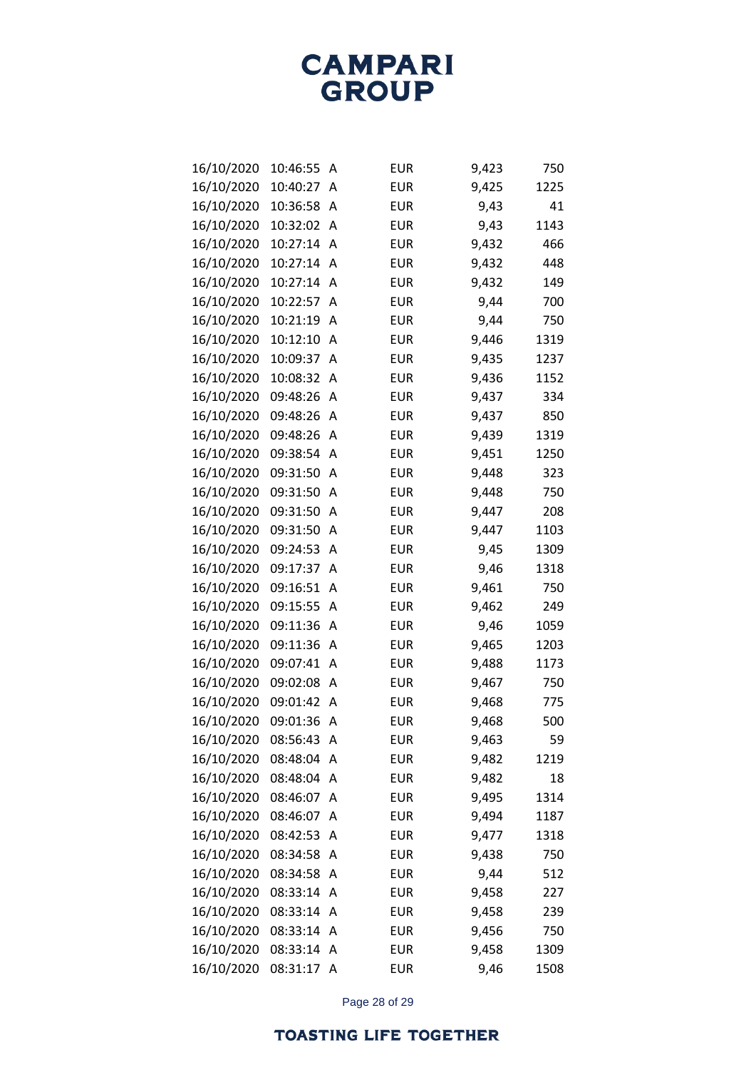| | | | | | |
|---|---|---|---|---|---|
| 16/10/2020 | 10:46:55 | A | EUR | 9,423 | 750 |
| 16/10/2020 | 10:40:27 | A | EUR | 9,425 | 1225 |
| 16/10/2020 | 10:36:58 | A | EUR | 9,43 | 41 |
| 16/10/2020 | 10:32:02 | A | EUR | 9,43 | 1143 |
| 16/10/2020 | 10:27:14 | A | EUR | 9,432 | 466 |
| 16/10/2020 | 10:27:14 | A | EUR | 9,432 | 448 |
| 16/10/2020 | 10:27:14 | A | EUR | 9,432 | 149 |
| 16/10/2020 | 10:22:57 | A | EUR | 9,44 | 700 |
| 16/10/2020 | 10:21:19 | A | EUR | 9,44 | 750 |
| 16/10/2020 | 10:12:10 | A | EUR | 9,446 | 1319 |
| 16/10/2020 | 10:09:37 | A | EUR | 9,435 | 1237 |
| 16/10/2020 | 10:08:32 | A | EUR | 9,436 | 1152 |
| 16/10/2020 | 09:48:26 | A | EUR | 9,437 | 334 |
| 16/10/2020 | 09:48:26 | A | EUR | 9,437 | 850 |
| 16/10/2020 | 09:48:26 | A | EUR | 9,439 | 1319 |
| 16/10/2020 | 09:38:54 | A | EUR | 9,451 | 1250 |
| 16/10/2020 | 09:31:50 | A | EUR | 9,448 | 323 |
| 16/10/2020 | 09:31:50 | A | EUR | 9,448 | 750 |
| 16/10/2020 | 09:31:50 | A | EUR | 9,447 | 208 |
| 16/10/2020 | 09:31:50 | A | EUR | 9,447 | 1103 |
| 16/10/2020 | 09:24:53 | A | EUR | 9,45 | 1309 |
| 16/10/2020 | 09:17:37 | A | EUR | 9,46 | 1318 |
| 16/10/2020 | 09:16:51 | A | EUR | 9,461 | 750 |
| 16/10/2020 | 09:15:55 | A | EUR | 9,462 | 249 |
| 16/10/2020 | 09:11:36 | A | EUR | 9,46 | 1059 |
| 16/10/2020 | 09:11:36 | A | EUR | 9,465 | 1203 |
| 16/10/2020 | 09:07:41 | A | EUR | 9,488 | 1173 |
| 16/10/2020 | 09:02:08 | A | EUR | 9,467 | 750 |
| 16/10/2020 | 09:01:42 | A | EUR | 9,468 | 775 |
| 16/10/2020 | 09:01:36 | A | EUR | 9,468 | 500 |
| 16/10/2020 | 08:56:43 | A | EUR | 9,463 | 59 |
| 16/10/2020 | 08:48:04 | A | EUR | 9,482 | 1219 |
| 16/10/2020 | 08:48:04 | A | EUR | 9,482 | 18 |
| 16/10/2020 | 08:46:07 | A | EUR | 9,495 | 1314 |
| 16/10/2020 | 08:46:07 | A | EUR | 9,494 | 1187 |
| 16/10/2020 | 08:42:53 | A | EUR | 9,477 | 1318 |
| 16/10/2020 | 08:34:58 | A | EUR | 9,438 | 750 |
| 16/10/2020 | 08:34:58 | A | EUR | 9,44 | 512 |
| 16/10/2020 | 08:33:14 | A | EUR | 9,458 | 227 |
| 16/10/2020 | 08:33:14 | A | EUR | 9,458 | 239 |
| 16/10/2020 | 08:33:14 | A | EUR | 9,456 | 750 |
| 16/10/2020 | 08:33:14 | A | EUR | 9,458 | 1309 |
| 16/10/2020 | 08:31:17 | A | EUR | 9,46 | 1508 |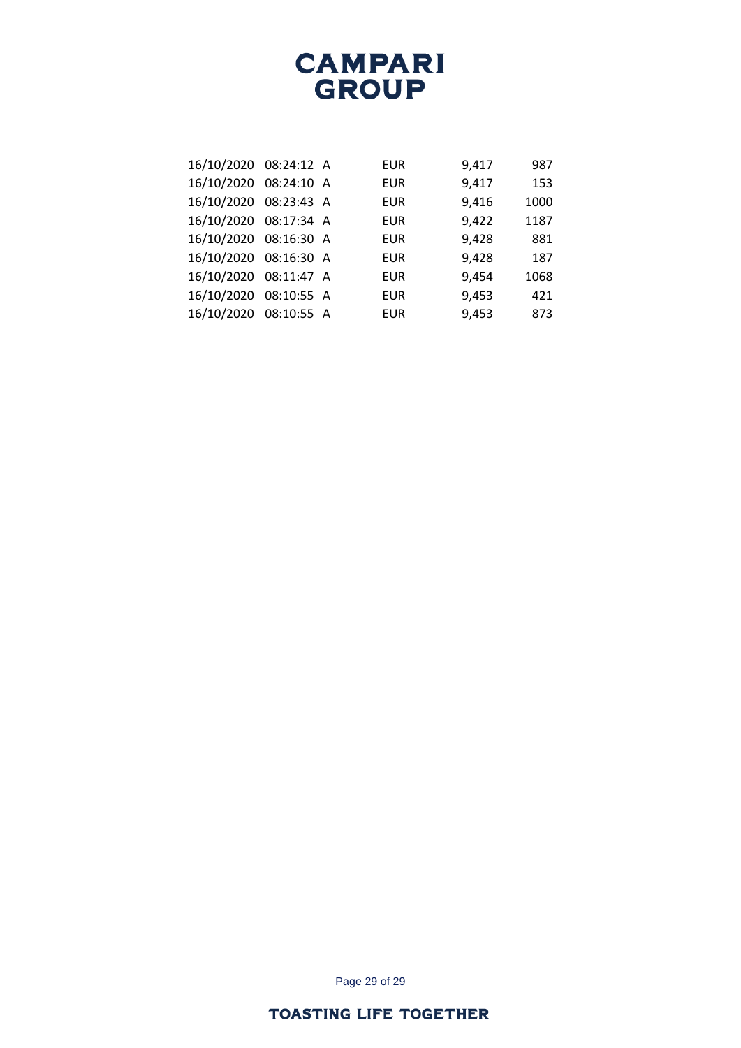| | | | | | |
|---|---|---|---|---|---|
| 16/10/2020 | 08:24:12 | A | EUR | 9,417 | 987 |
| 16/10/2020 | 08:24:10 | A | EUR | 9,417 | 153 |
| 16/10/2020 | 08:23:43 | A | EUR | 9,416 | 1000 |
| 16/10/2020 | 08:17:34 | A | EUR | 9,422 | 1187 |
| 16/10/2020 | 08:16:30 | A | EUR | 9,428 | 881 |
| 16/10/2020 | 08:16:30 | A | EUR | 9,428 | 187 |
| 16/10/2020 | 08:11:47 | A | EUR | 9,454 | 1068 |
| 16/10/2020 | 08:10:55 | A | EUR | 9,453 | 421 |
| 16/10/2020 | 08:10:55 | A | EUR | 9,453 | 873 |